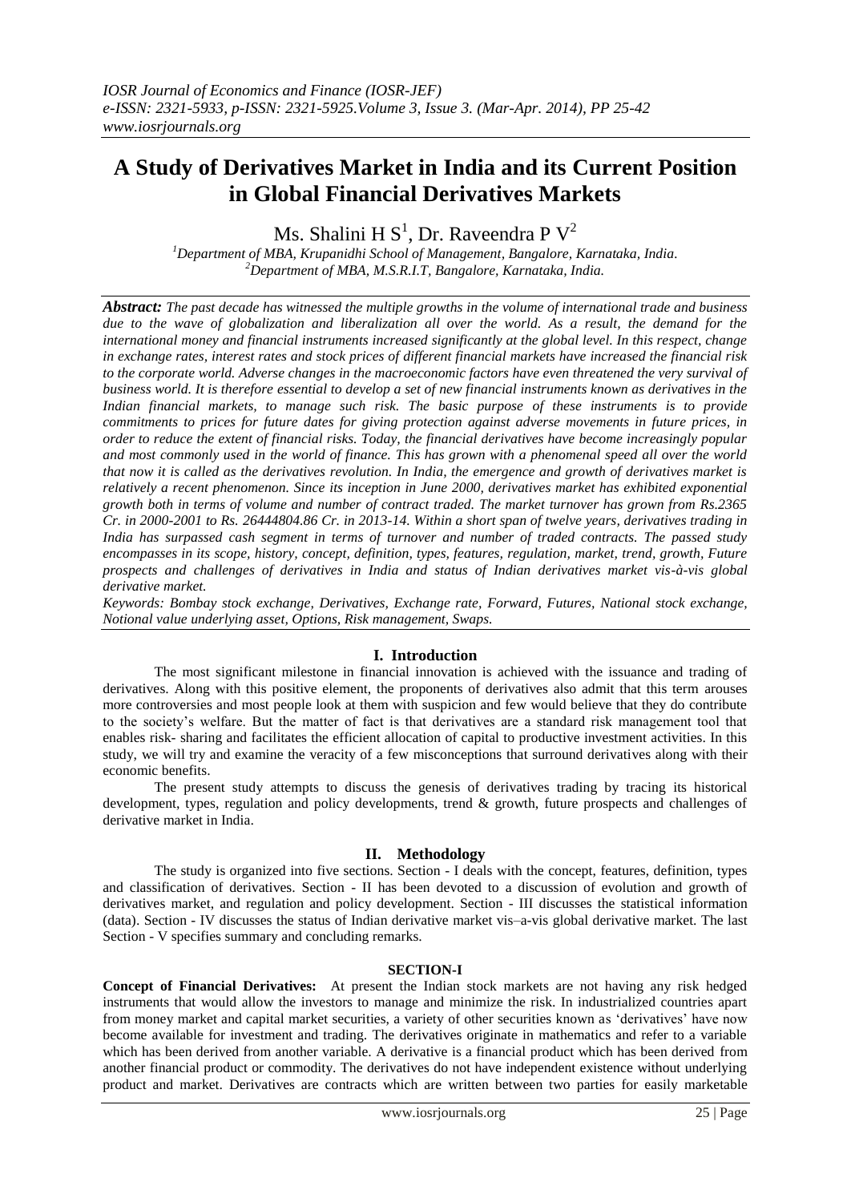# A Study of Derivatives Market in India and its Current Position in Global Financial Derivatives Markets

Ms. Shalini H S[1], Dr. Raveendra P V[2]

[1]Department of MBA, Krupanidhi School of Management, Bangalore, Karnataka, India.
[2]Department of MBA, M.S.R.I.T, Bangalore, Karnataka, India.

***Abstract:*** *The past decade has witnessed the multiple growths in the volume of international trade and business due to the wave of globalization and liberalization all over the world. As a result, the demand for the international money and financial instruments increased significantly at the global level. In this respect, change in exchange rates, interest rates and stock prices of different financial markets have increased the financial risk to the corporate world. Adverse changes in the macroeconomic factors have even threatened the very survival of business world. It is therefore essential to develop a set of new financial instruments known as derivatives in the Indian financial markets, to manage such risk. The basic purpose of these instruments is to provide commitments to prices for future dates for giving protection against adverse movements in future prices, in order to reduce the extent of financial risks. Today, the financial derivatives have become increasingly popular and most commonly used in the world of finance. This has grown with a phenomenal speed all over the world that now it is called as the derivatives revolution. In India, the emergence and growth of derivatives market is relatively a recent phenomenon. Since its inception in June 2000, derivatives market has exhibited exponential growth both in terms of volume and number of contract traded. The market turnover has grown from Rs.2365 Cr. in 2000-2001 to Rs. 26444804.86 Cr. in 2013-14. Within a short span of twelve years, derivatives trading in India has surpassed cash segment in terms of turnover and number of traded contracts. The passed study encompasses in its scope, history, concept, definition, types, features, regulation, market, trend, growth, Future prospects and challenges of derivatives in India and status of Indian derivatives market vis-à-vis global derivative market.*

***Keywords:*** *Bombay stock exchange, Derivatives, Exchange rate, Forward, Futures, National stock exchange, Notional value underlying asset, Options, Risk management, Swaps.*

## I. Introduction

The most significant milestone in financial innovation is achieved with the issuance and trading of derivatives. Along with this positive element, the proponents of derivatives also admit that this term arouses more controversies and most people look at them with suspicion and few would believe that they do contribute to the society's welfare. But the matter of fact is that derivatives are a standard risk management tool that enables risk- sharing and facilitates the efficient allocation of capital to productive investment activities. In this study, we will try and examine the veracity of a few misconceptions that surround derivatives along with their economic benefits.

The present study attempts to discuss the genesis of derivatives trading by tracing its historical development, types, regulation and policy developments, trend & growth, future prospects and challenges of derivative market in India.

## II. Methodology

The study is organized into five sections. Section - I deals with the concept, features, definition, types and classification of derivatives. Section - II has been devoted to a discussion of evolution and growth of derivatives market, and regulation and policy development. Section - III discusses the statistical information (data). Section - IV discusses the status of Indian derivative market vis–a-vis global derivative market. The last Section - V specifies summary and concluding remarks.

### SECTION-I

**Concept of Financial Derivatives:** At present the Indian stock markets are not having any risk hedged instruments that would allow the investors to manage and minimize the risk. In industrialized countries apart from money market and capital market securities, a variety of other securities known as 'derivatives' have now become available for investment and trading. The derivatives originate in mathematics and refer to a variable which has been derived from another variable. A derivative is a financial product which has been derived from another financial product or commodity. The derivatives do not have independent existence without underlying product and market. Derivatives are contracts which are written between two parties for easily marketable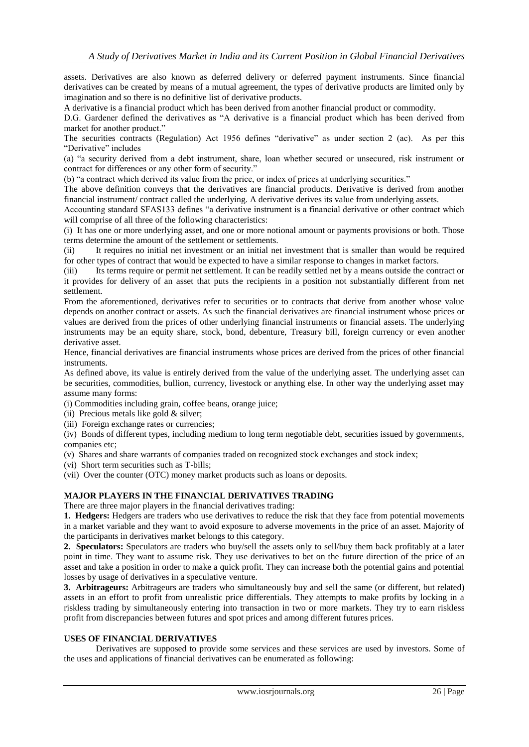assets. Derivatives are also known as deferred delivery or deferred payment instruments. Since financial derivatives can be created by means of a mutual agreement, the types of derivative products are limited only by imagination and so there is no definitive list of derivative products.

A derivative is a financial product which has been derived from another financial product or commodity.

D.G. Gardener defined the derivatives as "A derivative is a financial product which has been derived from market for another product."

The securities contracts (Regulation) Act 1956 defines "derivative" as under section 2 (ac). As per this "Derivative" includes

(a) "a security derived from a debt instrument, share, loan whether secured or unsecured, risk instrument or contract for differences or any other form of security."

(b) "a contract which derived its value from the price, or index of prices at underlying securities."

The above definition conveys that the derivatives are financial products. Derivative is derived from another financial instrument/ contract called the underlying. A derivative derives its value from underlying assets.

Accounting standard SFAS133 defines "a derivative instrument is a financial derivative or other contract which will comprise of all three of the following characteristics:

(i) It has one or more underlying asset, and one or more notional amount or payments provisions or both. Those terms determine the amount of the settlement or settlements.

(ii) It requires no initial net investment or an initial net investment that is smaller than would be required for other types of contract that would be expected to have a similar response to changes in market factors.

(iii) Its terms require or permit net settlement. It can be readily settled net by a means outside the contract or it provides for delivery of an asset that puts the recipients in a position not substantially different from net settlement.

From the aforementioned, derivatives refer to securities or to contracts that derive from another whose value depends on another contract or assets. As such the financial derivatives are financial instrument whose prices or values are derived from the prices of other underlying financial instruments or financial assets. The underlying instruments may be an equity share, stock, bond, debenture, Treasury bill, foreign currency or even another derivative asset.

Hence, financial derivatives are financial instruments whose prices are derived from the prices of other financial instruments.

As defined above, its value is entirely derived from the value of the underlying asset. The underlying asset can be securities, commodities, bullion, currency, livestock or anything else. In other way the underlying asset may assume many forms:

(i) Commodities including grain, coffee beans, orange juice;

(ii) Precious metals like gold & silver;

(iii) Foreign exchange rates or currencies;

(iv) Bonds of different types, including medium to long term negotiable debt, securities issued by governments, companies etc;

(v) Shares and share warrants of companies traded on recognized stock exchanges and stock index;

(vi) Short term securities such as T-bills;

(vii) Over the counter (OTC) money market products such as loans or deposits.

## MAJOR PLAYERS IN THE FINANCIAL DERIVATIVES TRADING

There are three major players in the financial derivatives trading:

**1. Hedgers:** Hedgers are traders who use derivatives to reduce the risk that they face from potential movements in a market variable and they want to avoid exposure to adverse movements in the price of an asset. Majority of the participants in derivatives market belongs to this category.

**2. Speculators:** Speculators are traders who buy/sell the assets only to sell/buy them back profitably at a later point in time. They want to assume risk. They use derivatives to bet on the future direction of the price of an asset and take a position in order to make a quick profit. They can increase both the potential gains and potential losses by usage of derivatives in a speculative venture.

**3. Arbitrageurs:** Arbitrageurs are traders who simultaneously buy and sell the same (or different, but related) assets in an effort to profit from unrealistic price differentials. They attempts to make profits by locking in a riskless trading by simultaneously entering into transaction in two or more markets. They try to earn riskless profit from discrepancies between futures and spot prices and among different futures prices.

## USES OF FINANCIAL DERIVATIVES

Derivatives are supposed to provide some services and these services are used by investors. Some of the uses and applications of financial derivatives can be enumerated as following: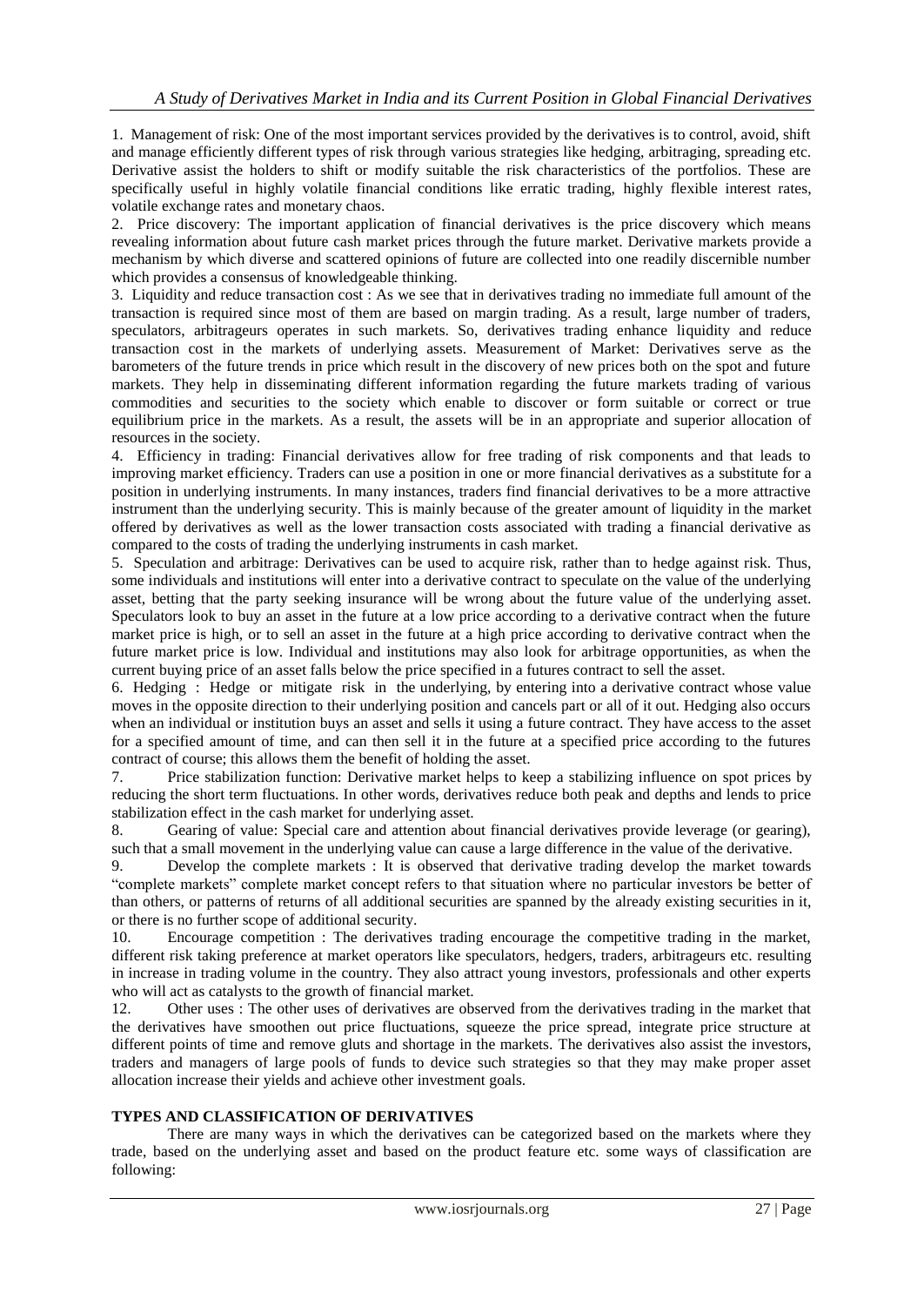1. Management of risk: One of the most important services provided by the derivatives is to control, avoid, shift and manage efficiently different types of risk through various strategies like hedging, arbitraging, spreading etc. Derivative assist the holders to shift or modify suitable the risk characteristics of the portfolios. These are specifically useful in highly volatile financial conditions like erratic trading, highly flexible interest rates, volatile exchange rates and monetary chaos.

2. Price discovery: The important application of financial derivatives is the price discovery which means revealing information about future cash market prices through the future market. Derivative markets provide a mechanism by which diverse and scattered opinions of future are collected into one readily discernible number which provides a consensus of knowledgeable thinking.

3. Liquidity and reduce transaction cost : As we see that in derivatives trading no immediate full amount of the transaction is required since most of them are based on margin trading. As a result, large number of traders, speculators, arbitrageurs operates in such markets. So, derivatives trading enhance liquidity and reduce transaction cost in the markets of underlying assets. Measurement of Market: Derivatives serve as the barometers of the future trends in price which result in the discovery of new prices both on the spot and future markets. They help in disseminating different information regarding the future markets trading of various commodities and securities to the society which enable to discover or form suitable or correct or true equilibrium price in the markets. As a result, the assets will be in an appropriate and superior allocation of resources in the society.

4. Efficiency in trading: Financial derivatives allow for free trading of risk components and that leads to improving market efficiency. Traders can use a position in one or more financial derivatives as a substitute for a position in underlying instruments. In many instances, traders find financial derivatives to be a more attractive instrument than the underlying security. This is mainly because of the greater amount of liquidity in the market offered by derivatives as well as the lower transaction costs associated with trading a financial derivative as compared to the costs of trading the underlying instruments in cash market.

5. Speculation and arbitrage: Derivatives can be used to acquire risk, rather than to hedge against risk. Thus, some individuals and institutions will enter into a derivative contract to speculate on the value of the underlying asset, betting that the party seeking insurance will be wrong about the future value of the underlying asset. Speculators look to buy an asset in the future at a low price according to a derivative contract when the future market price is high, or to sell an asset in the future at a high price according to derivative contract when the future market price is low. Individual and institutions may also look for arbitrage opportunities, as when the current buying price of an asset falls below the price specified in a futures contract to sell the asset.

6. Hedging : Hedge or mitigate risk in the underlying, by entering into a derivative contract whose value moves in the opposite direction to their underlying position and cancels part or all of it out. Hedging also occurs when an individual or institution buys an asset and sells it using a future contract. They have access to the asset for a specified amount of time, and can then sell it in the future at a specified price according to the futures contract of course; this allows them the benefit of holding the asset.

7. Price stabilization function: Derivative market helps to keep a stabilizing influence on spot prices by reducing the short term fluctuations. In other words, derivatives reduce both peak and depths and lends to price stabilization effect in the cash market for underlying asset.

8. Gearing of value: Special care and attention about financial derivatives provide leverage (or gearing), such that a small movement in the underlying value can cause a large difference in the value of the derivative.

9. Develop the complete markets : It is observed that derivative trading develop the market towards "complete markets" complete market concept refers to that situation where no particular investors be better of than others, or patterns of returns of all additional securities are spanned by the already existing securities in it, or there is no further scope of additional security.

10. Encourage competition : The derivatives trading encourage the competitive trading in the market, different risk taking preference at market operators like speculators, hedgers, traders, arbitrageurs etc. resulting in increase in trading volume in the country. They also attract young investors, professionals and other experts who will act as catalysts to the growth of financial market.

12. Other uses : The other uses of derivatives are observed from the derivatives trading in the market that the derivatives have smoothen out price fluctuations, squeeze the price spread, integrate price structure at different points of time and remove gluts and shortage in the markets. The derivatives also assist the investors, traders and managers of large pools of funds to device such strategies so that they may make proper asset allocation increase their yields and achieve other investment goals.

## TYPES AND CLASSIFICATION OF DERIVATIVES

There are many ways in which the derivatives can be categorized based on the markets where they trade, based on the underlying asset and based on the product feature etc. some ways of classification are following: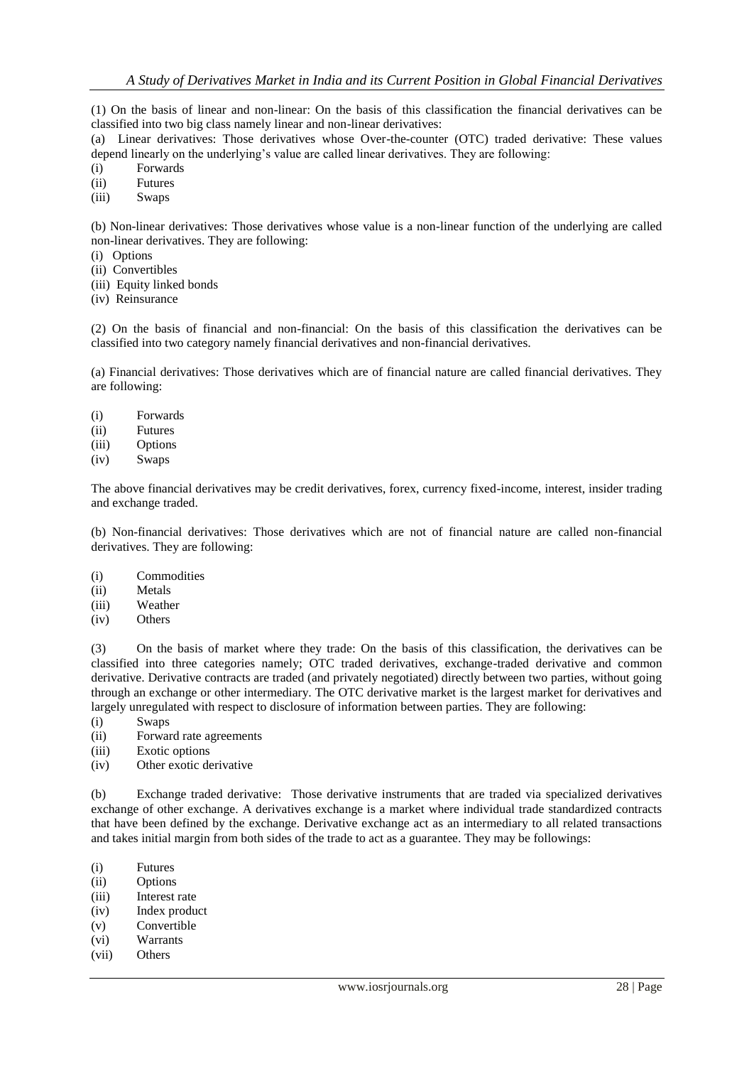(1) On the basis of linear and non-linear: On the basis of this classification the financial derivatives can be classified into two big class namely linear and non-linear derivatives:

(a) Linear derivatives: Those derivatives whose Over-the-counter (OTC) traded derivative: These values depend linearly on the underlying's value are called linear derivatives. They are following:

(i) Forwards
(ii) Futures
(iii) Swaps

(b) Non-linear derivatives: Those derivatives whose value is a non-linear function of the underlying are called non-linear derivatives. They are following:

(i) Options
(ii) Convertibles
(iii) Equity linked bonds
(iv) Reinsurance

(2) On the basis of financial and non-financial: On the basis of this classification the derivatives can be classified into two category namely financial derivatives and non-financial derivatives.

(a) Financial derivatives: Those derivatives which are of financial nature are called financial derivatives. They are following:

(i) Forwards
(ii) Futures
(iii) Options
(iv) Swaps

The above financial derivatives may be credit derivatives, forex, currency fixed-income, interest, insider trading and exchange traded.

(b) Non-financial derivatives: Those derivatives which are not of financial nature are called non-financial derivatives. They are following:

(i) Commodities
(ii) Metals
(iii) Weather
(iv) Others

(3) On the basis of market where they trade: On the basis of this classification, the derivatives can be classified into three categories namely; OTC traded derivatives, exchange-traded derivative and common derivative. Derivative contracts are traded (and privately negotiated) directly between two parties, without going through an exchange or other intermediary. The OTC derivative market is the largest market for derivatives and largely unregulated with respect to disclosure of information between parties. They are following:

(i) Swaps
(ii) Forward rate agreements
(iii) Exotic options
(iv) Other exotic derivative

(b) Exchange traded derivative: Those derivative instruments that are traded via specialized derivatives exchange of other exchange. A derivatives exchange is a market where individual trade standardized contracts that have been defined by the exchange. Derivative exchange act as an intermediary to all related transactions and takes initial margin from both sides of the trade to act as a guarantee. They may be followings:

(i) Futures
(ii) Options
(iii) Interest rate
(iv) Index product
(v) Convertible
(vi) Warrants
(vii) Others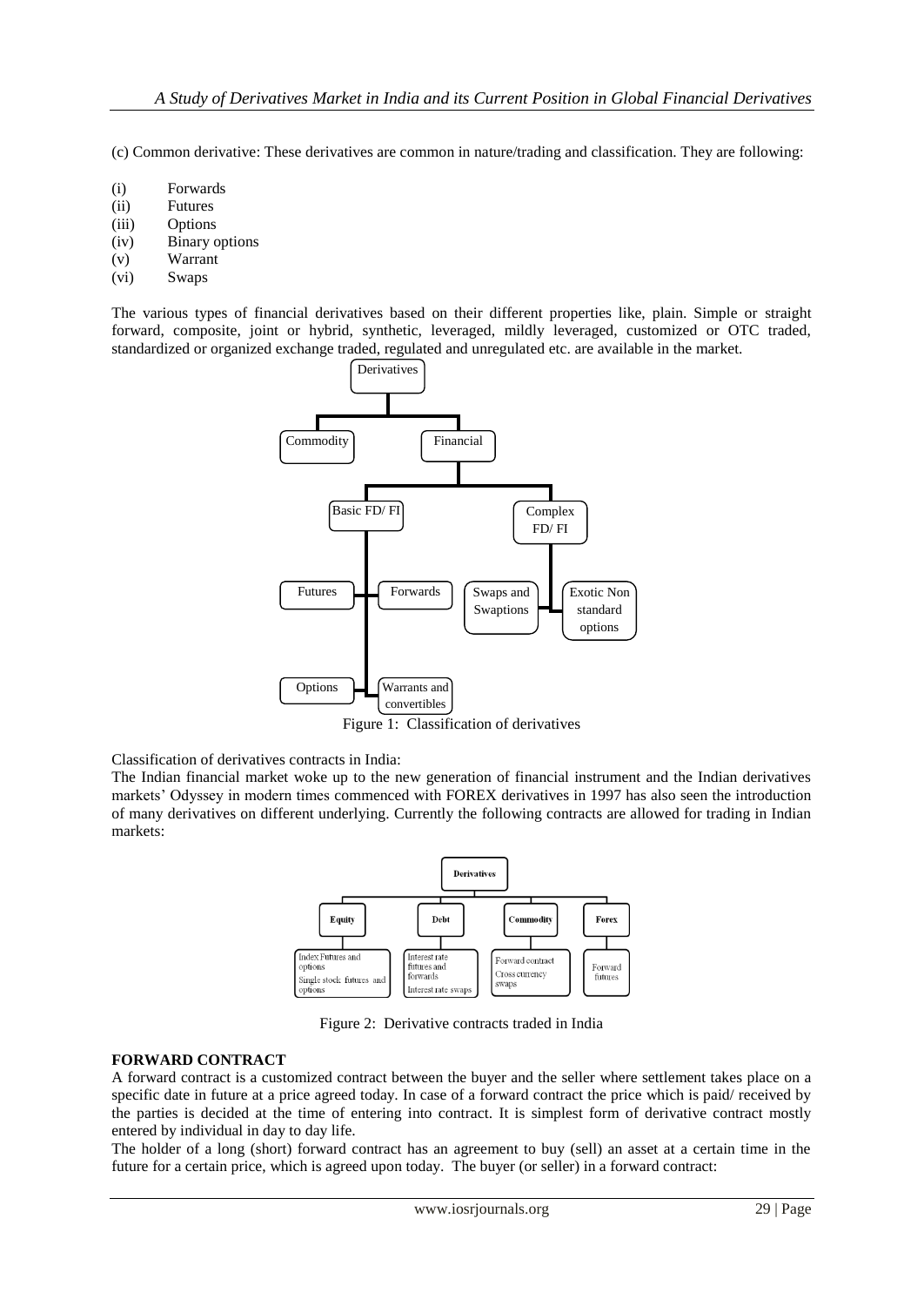(c) Common derivative: These derivatives are common in nature/trading and classification. They are following:

(i) Forwards
(ii) Futures
(iii) Options
(iv) Binary options
(v) Warrant
(vi) Swaps

The various types of financial derivatives based on their different properties like, plain. Simple or straight forward, composite, joint or hybrid, synthetic, leveraged, mildly leveraged, customized or OTC traded, standardized or organized exchange traded, regulated and unregulated etc. are available in the market.

Derivatives

Commodity | Financial

Basic FD/ FI | Complex FD/ FI

Futures | Forwards | Swaps and Swaptions | Exotic Non standard options

Options | Warrants and convertibles

Figure 1: Classification of derivatives

Classification of derivatives contracts in India:

The Indian financial market woke up to the new generation of financial instrument and the Indian derivatives markets' Odyssey in modern times commenced with FOREX derivatives in 1997 has also seen the introduction of many derivatives on different underlying. Currently the following contracts are allowed for trading in Indian markets:

**Derivatives**

| **Equity** | **Debt** | **Commodity** | **Forex** |
|---|---|---|---|
| Index Futures and options; Single stock futures and options | Interest rate futures and forwards; Interest rate swaps | Forward contract; Cross currency swaps | Forward futures |

Figure 2: Derivative contracts traded in India

**FORWARD CONTRACT**

A forward contract is a customized contract between the buyer and the seller where settlement takes place on a specific date in future at a price agreed today. In case of a forward contract the price which is paid/ received by the parties is decided at the time of entering into contract. It is simplest form of derivative contract mostly entered by individual in day to day life.

The holder of a long (short) forward contract has an agreement to buy (sell) an asset at a certain time in the future for a certain price, which is agreed upon today. The buyer (or seller) in a forward contract: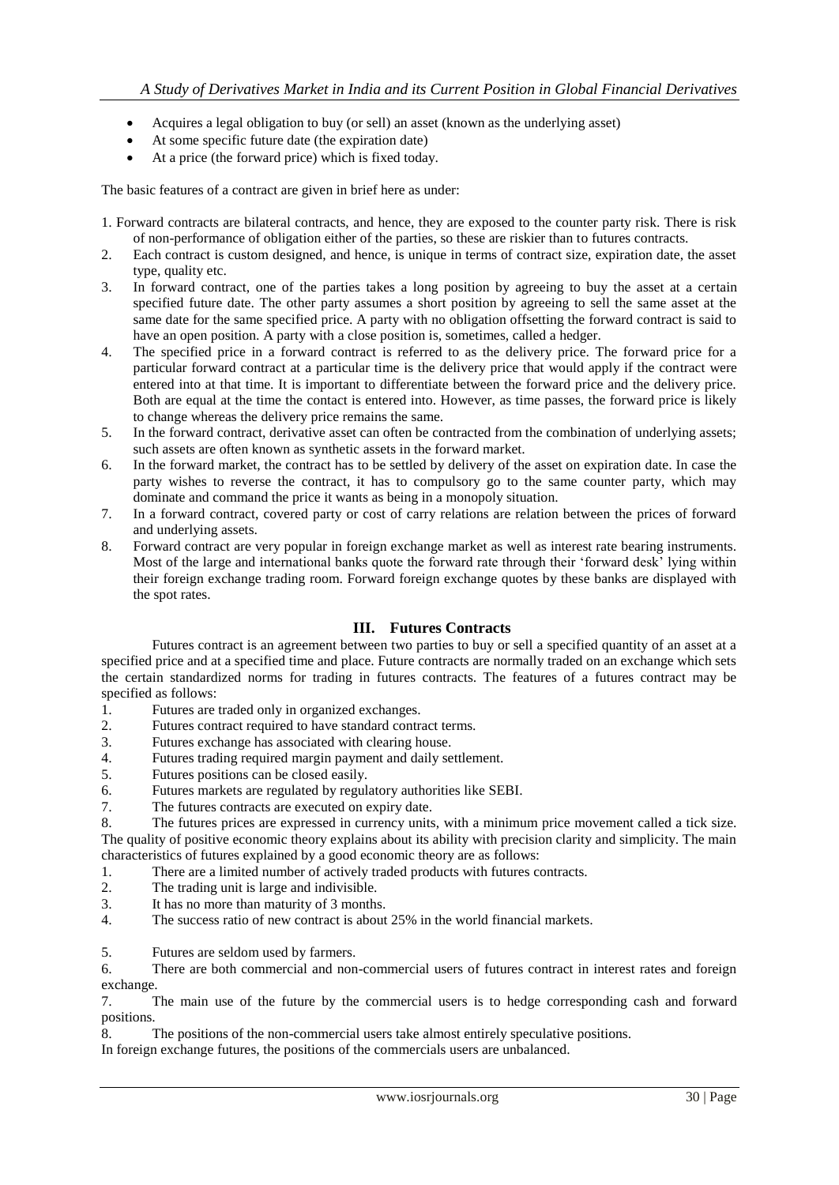- Acquires a legal obligation to buy (or sell) an asset (known as the underlying asset)
- At some specific future date (the expiration date)
- At a price (the forward price) which is fixed today.

The basic features of a contract are given in brief here as under:

1. Forward contracts are bilateral contracts, and hence, they are exposed to the counter party risk. There is risk of non-performance of obligation either of the parties, so these are riskier than to futures contracts.
2. Each contract is custom designed, and hence, is unique in terms of contract size, expiration date, the asset type, quality etc.
3. In forward contract, one of the parties takes a long position by agreeing to buy the asset at a certain specified future date. The other party assumes a short position by agreeing to sell the same asset at the same date for the same specified price. A party with no obligation offsetting the forward contract is said to have an open position. A party with a close position is, sometimes, called a hedger.
4. The specified price in a forward contract is referred to as the delivery price. The forward price for a particular forward contract at a particular time is the delivery price that would apply if the contract were entered into at that time. It is important to differentiate between the forward price and the delivery price. Both are equal at the time the contact is entered into. However, as time passes, the forward price is likely to change whereas the delivery price remains the same.
5. In the forward contract, derivative asset can often be contracted from the combination of underlying assets; such assets are often known as synthetic assets in the forward market.
6. In the forward market, the contract has to be settled by delivery of the asset on expiration date. In case the party wishes to reverse the contract, it has to compulsory go to the same counter party, which may dominate and command the price it wants as being in a monopoly situation.
7. In a forward contract, covered party or cost of carry relations are relation between the prices of forward and underlying assets.
8. Forward contract are very popular in foreign exchange market as well as interest rate bearing instruments. Most of the large and international banks quote the forward rate through their 'forward desk' lying within their foreign exchange trading room. Forward foreign exchange quotes by these banks are displayed with the spot rates.

## III. Futures Contracts

Futures contract is an agreement between two parties to buy or sell a specified quantity of an asset at a specified price and at a specified time and place. Future contracts are normally traded on an exchange which sets the certain standardized norms for trading in futures contracts. The features of a futures contract may be specified as follows:

1. Futures are traded only in organized exchanges.
2. Futures contract required to have standard contract terms.
3. Futures exchange has associated with clearing house.
4. Futures trading required margin payment and daily settlement.
5. Futures positions can be closed easily.
6. Futures markets are regulated by regulatory authorities like SEBI.
7. The futures contracts are executed on expiry date.
8. The futures prices are expressed in currency units, with a minimum price movement called a tick size.

The quality of positive economic theory explains about its ability with precision clarity and simplicity. The main characteristics of futures explained by a good economic theory are as follows:

1. There are a limited number of actively traded products with futures contracts.
2. The trading unit is large and indivisible.
3. It has no more than maturity of 3 months.
4. The success ratio of new contract is about 25% in the world financial markets.
5. Futures are seldom used by farmers.
6. There are both commercial and non-commercial users of futures contract in interest rates and foreign exchange.
7. The main use of the future by the commercial users is to hedge corresponding cash and forward positions.
8. The positions of the non-commercial users take almost entirely speculative positions.

In foreign exchange futures, the positions of the commercials users are unbalanced.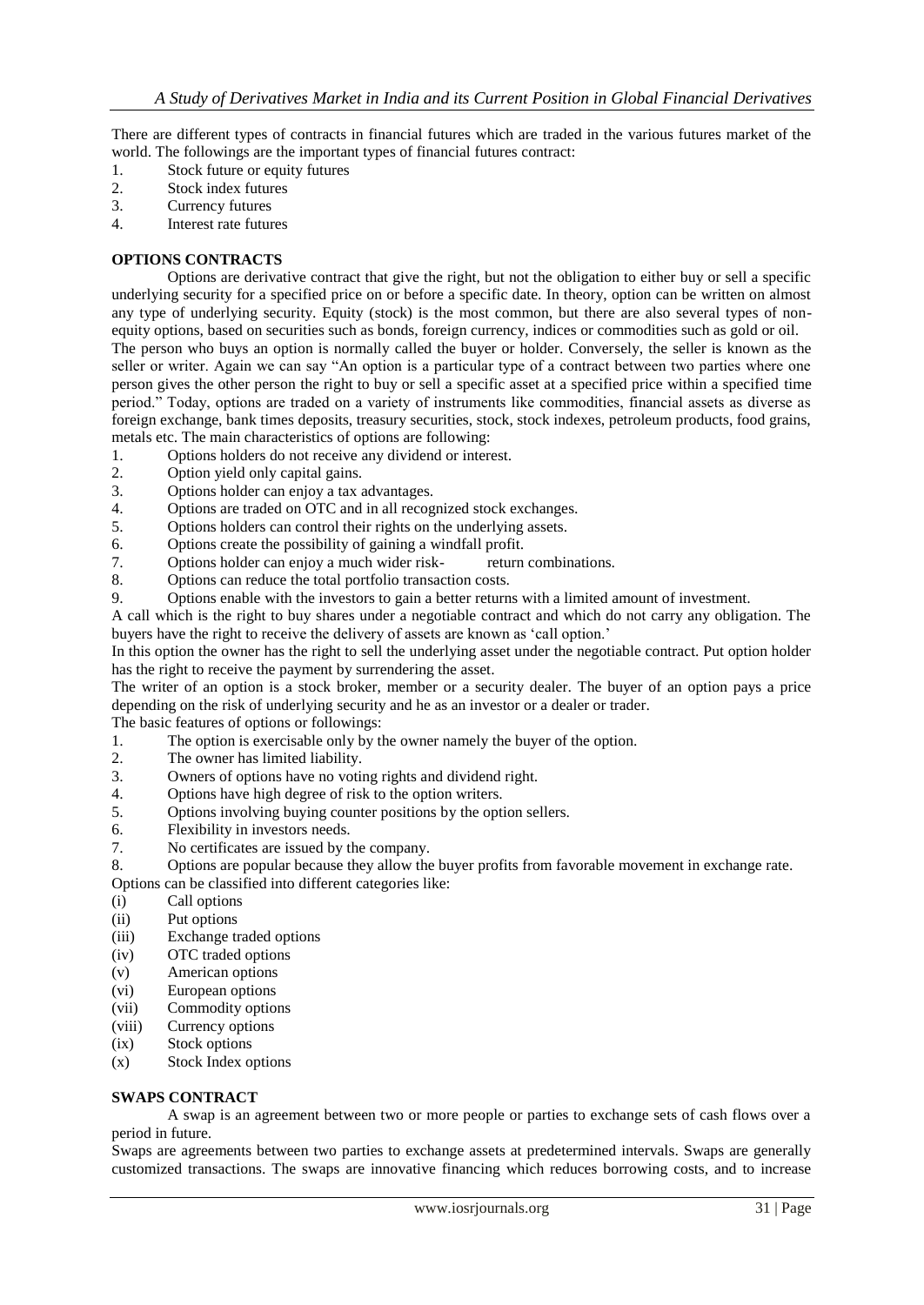There are different types of contracts in financial futures which are traded in the various futures market of the world. The followings are the important types of financial futures contract:

1. Stock future or equity futures
2. Stock index futures
3. Currency futures
4. Interest rate futures

**OPTIONS CONTRACTS**

Options are derivative contract that give the right, but not the obligation to either buy or sell a specific underlying security for a specified price on or before a specific date. In theory, option can be written on almost any type of underlying security. Equity (stock) is the most common, but there are also several types of non-equity options, based on securities such as bonds, foreign currency, indices or commodities such as gold or oil.

The person who buys an option is normally called the buyer or holder. Conversely, the seller is known as the seller or writer. Again we can say "An option is a particular type of a contract between two parties where one person gives the other person the right to buy or sell a specific asset at a specified price within a specified time period." Today, options are traded on a variety of instruments like commodities, financial assets as diverse as foreign exchange, bank times deposits, treasury securities, stock, stock indexes, petroleum products, food grains, metals etc. The main characteristics of options are following:

1. Options holders do not receive any dividend or interest.
2. Option yield only capital gains.
3. Options holder can enjoy a tax advantages.
4. Options are traded on OTC and in all recognized stock exchanges.
5. Options holders can control their rights on the underlying assets.
6. Options create the possibility of gaining a windfall profit.
7. Options holder can enjoy a much wider risk- return combinations.
8. Options can reduce the total portfolio transaction costs.
9. Options enable with the investors to gain a better returns with a limited amount of investment.

A call which is the right to buy shares under a negotiable contract and which do not carry any obligation. The buyers have the right to receive the delivery of assets are known as 'call option.'

In this option the owner has the right to sell the underlying asset under the negotiable contract. Put option holder has the right to receive the payment by surrendering the asset.

The writer of an option is a stock broker, member or a security dealer. The buyer of an option pays a price depending on the risk of underlying security and he as an investor or a dealer or trader.

The basic features of options or followings:

1. The option is exercisable only by the owner namely the buyer of the option.
2. The owner has limited liability.
3. Owners of options have no voting rights and dividend right.
4. Options have high degree of risk to the option writers.
5. Options involving buying counter positions by the option sellers.
6. Flexibility in investors needs.
7. No certificates are issued by the company.
8. Options are popular because they allow the buyer profits from favorable movement in exchange rate.

Options can be classified into different categories like:

(i) Call options
(ii) Put options
(iii) Exchange traded options
(iv) OTC traded options
(v) American options
(vi) European options
(vii) Commodity options
(viii) Currency options
(ix) Stock options
(x) Stock Index options

**SWAPS CONTRACT**

A swap is an agreement between two or more people or parties to exchange sets of cash flows over a period in future.

Swaps are agreements between two parties to exchange assets at predetermined intervals. Swaps are generally customized transactions. The swaps are innovative financing which reduces borrowing costs, and to increase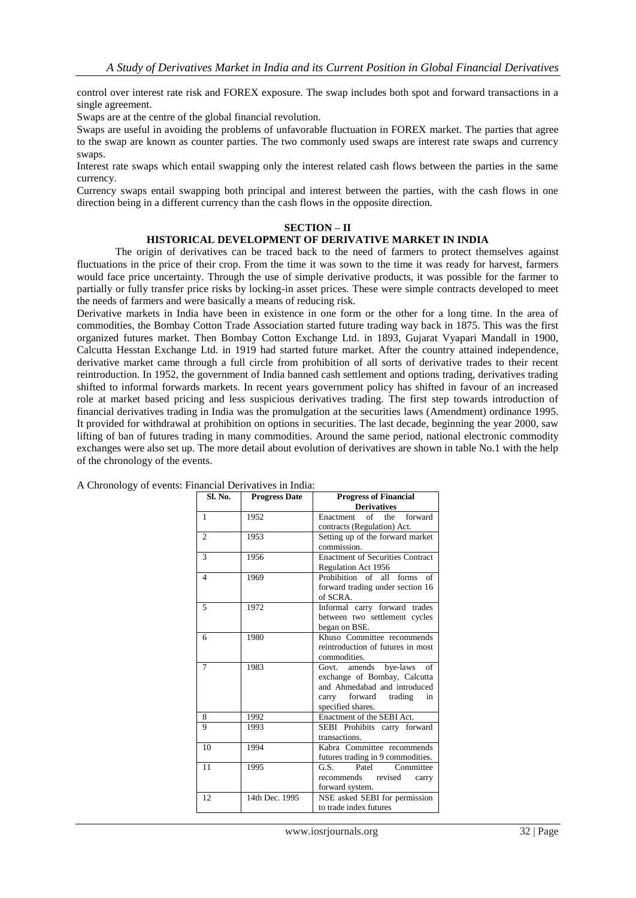control over interest rate risk and FOREX exposure. The swap includes both spot and forward transactions in a single agreement.

Swaps are at the centre of the global financial revolution.

Swaps are useful in avoiding the problems of unfavorable fluctuation in FOREX market. The parties that agree to the swap are known as counter parties. The two commonly used swaps are interest rate swaps and currency swaps.

Interest rate swaps which entail swapping only the interest related cash flows between the parties in the same currency.

Currency swaps entail swapping both principal and interest between the parties, with the cash flows in one direction being in a different currency than the cash flows in the opposite direction.

## SECTION – II

## HISTORICAL DEVELOPMENT OF DERIVATIVE MARKET IN INDIA

The origin of derivatives can be traced back to the need of farmers to protect themselves against fluctuations in the price of their crop. From the time it was sown to the time it was ready for harvest, farmers would face price uncertainty. Through the use of simple derivative products, it was possible for the farmer to partially or fully transfer price risks by locking-in asset prices. These were simple contracts developed to meet the needs of farmers and were basically a means of reducing risk.

Derivative markets in India have been in existence in one form or the other for a long time. In the area of commodities, the Bombay Cotton Trade Association started future trading way back in 1875. This was the first organized futures market. Then Bombay Cotton Exchange Ltd. in 1893, Gujarat Vyapari Mandall in 1900, Calcutta Hesstan Exchange Ltd. in 1919 had started future market. After the country attained independence, derivative market came through a full circle from prohibition of all sorts of derivative trades to their recent reintroduction. In 1952, the government of India banned cash settlement and options trading, derivatives trading shifted to informal forwards markets. In recent years government policy has shifted in favour of an increased role at market based pricing and less suspicious derivatives trading. The first step towards introduction of financial derivatives trading in India was the promulgation at the securities laws (Amendment) ordinance 1995. It provided for withdrawal at prohibition on options in securities. The last decade, beginning the year 2000, saw lifting of ban of futures trading in many commodities. Around the same period, national electronic commodity exchanges were also set up. The more detail about evolution of derivatives are shown in table No.1 with the help of the chronology of the events.

A Chronology of events: Financial Derivatives in India:

| Sl. No. | Progress Date | Progress of Financial Derivatives |
|---|---|---|
| 1 | 1952 | Enactment of the forward contracts (Regulation) Act. |
| 2 | 1953 | Setting up of the forward market commission. |
| 3 | 1956 | Enactment of Securities Contract Regulation Act 1956 |
| 4 | 1969 | Prohibition of all forms of forward trading under section 16 of SCRA. |
| 5 | 1972 | Informal carry forward trades between two settlement cycles began on BSE. |
| 6 | 1980 | Khuso Committee recommends reintroduction of futures in most commodities. |
| 7 | 1983 | Govt. amends bye-laws of exchange of Bombay, Calcutta and Ahmedabad and introduced carry forward trading in specified shares. |
| 8 | 1992 | Enactment of the SEBI Act. |
| 9 | 1993 | SEBI Prohibits carry forward transactions. |
| 10 | 1994 | Kabra Committee recommends futures trading in 9 commodities. |
| 11 | 1995 | G.S. Patel Committee recommends revised carry forward system. |
| 12 | 14th Dec. 1995 | NSE asked SEBI for permission to trade index futures |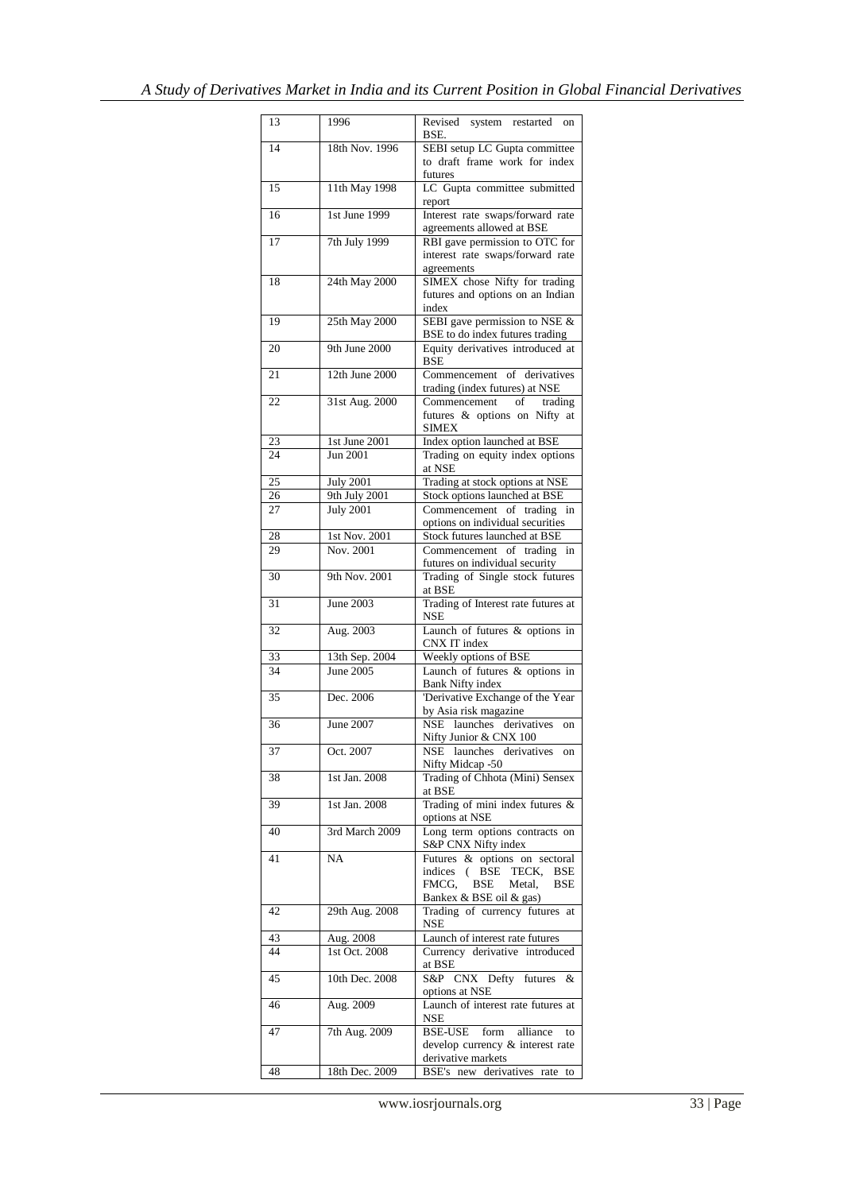| 13 | 1996 | Revised system restarted on BSE. |
|---|---|---|
| 14 | 18th Nov. 1996 | SEBI setup LC Gupta committee to draft frame work for index futures |
| 15 | 11th May 1998 | LC Gupta committee submitted report |
| 16 | 1st June 1999 | Interest rate swaps/forward rate agreements allowed at BSE |
| 17 | 7th July 1999 | RBI gave permission to OTC for interest rate swaps/forward rate agreements |
| 18 | 24th May 2000 | SIMEX chose Nifty for trading futures and options on an Indian index |
| 19 | 25th May 2000 | SEBI gave permission to NSE & BSE to do index futures trading |
| 20 | 9th June 2000 | Equity derivatives introduced at BSE |
| 21 | 12th June 2000 | Commencement of derivatives trading (index futures) at NSE |
| 22 | 31st Aug. 2000 | Commencement of trading futures & options on Nifty at SIMEX |
| 23 | 1st June 2001 | Index option launched at BSE |
| 24 | Jun 2001 | Trading on equity index options at NSE |
| 25 | July 2001 | Trading at stock options at NSE |
| 26 | 9th July 2001 | Stock options launched at BSE |
| 27 | July 2001 | Commencement of trading in options on individual securities |
| 28 | 1st Nov. 2001 | Stock futures launched at BSE |
| 29 | Nov. 2001 | Commencement of trading in futures on individual security |
| 30 | 9th Nov. 2001 | Trading of Single stock futures at BSE |
| 31 | June 2003 | Trading of Interest rate futures at NSE |
| 32 | Aug. 2003 | Launch of futures & options in CNX IT index |
| 33 | 13th Sep. 2004 | Weekly options of BSE |
| 34 | June 2005 | Launch of futures & options in Bank Nifty index |
| 35 | Dec. 2006 | 'Derivative Exchange of the Year by Asia risk magazine |
| 36 | June 2007 | NSE launches derivatives on Nifty Junior & CNX 100 |
| 37 | Oct. 2007 | NSE launches derivatives on Nifty Midcap -50 |
| 38 | 1st Jan. 2008 | Trading of Chhota (Mini) Sensex at BSE |
| 39 | 1st Jan. 2008 | Trading of mini index futures & options at NSE |
| 40 | 3rd March 2009 | Long term options contracts on S&P CNX Nifty index |
| 41 | NA | Futures & options on sectoral indices ( BSE TECK, BSE FMCG, BSE Metal, BSE Bankex & BSE oil & gas) |
| 42 | 29th Aug. 2008 | Trading of currency futures at NSE |
| 43 | Aug. 2008 | Launch of interest rate futures |
| 44 | 1st Oct. 2008 | Currency derivative introduced at BSE |
| 45 | 10th Dec. 2008 | S&P CNX Defty futures & options at NSE |
| 46 | Aug. 2009 | Launch of interest rate futures at NSE |
| 47 | 7th Aug. 2009 | BSE-USE form alliance to develop currency & interest rate derivative markets |
| 48 | 18th Dec. 2009 | BSE's new derivatives rate to |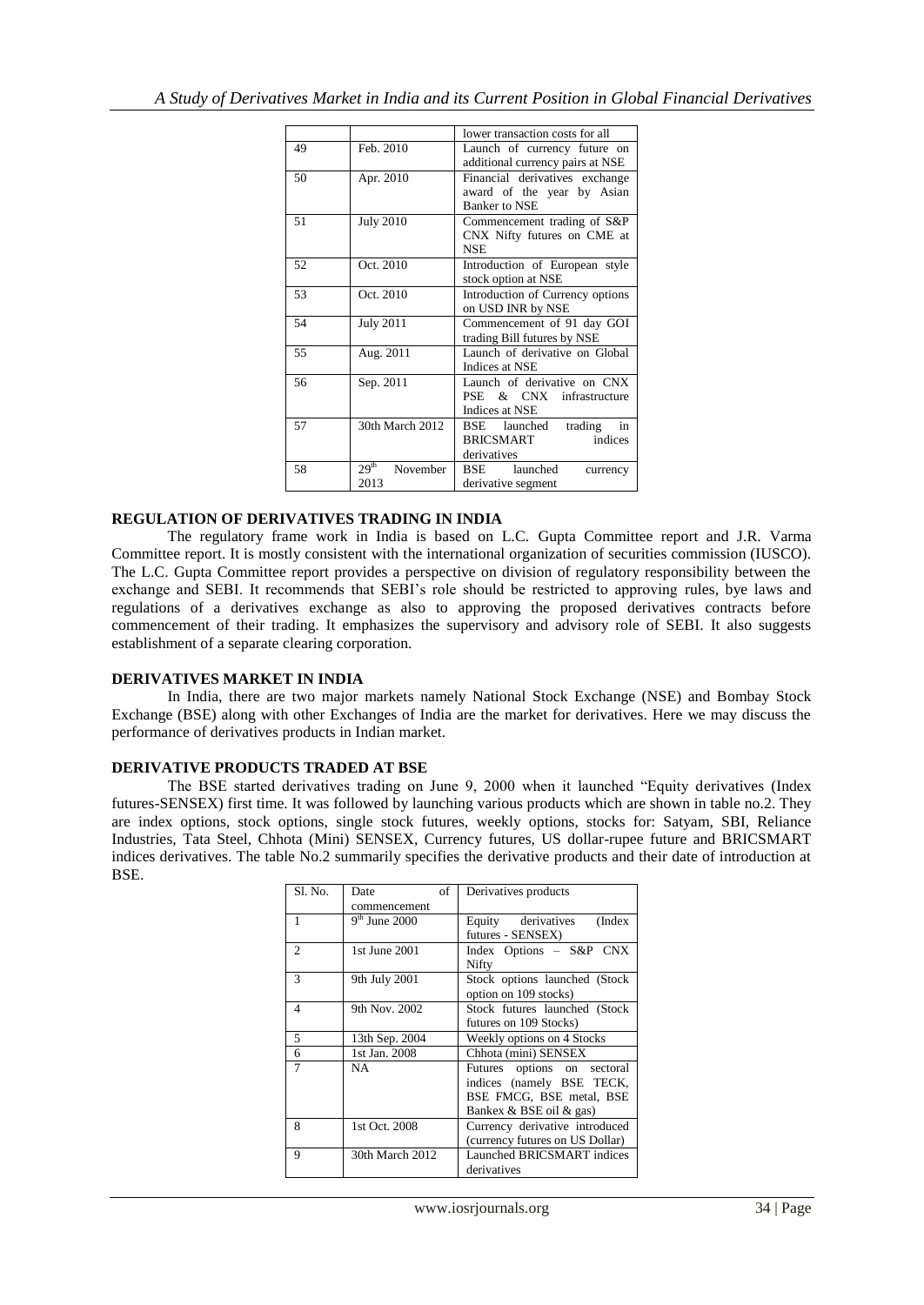|  |  | lower transaction costs for all |
|---|---|---|
| 49 | Feb. 2010 | Launch of currency future on additional currency pairs at NSE |
| 50 | Apr. 2010 | Financial derivatives exchange award of the year by Asian Banker to NSE |
| 51 | July 2010 | Commencement trading of S&P CNX Nifty futures on CME at NSE |
| 52 | Oct. 2010 | Introduction of European style stock option at NSE |
| 53 | Oct. 2010 | Introduction of Currency options on USD INR by NSE |
| 54 | July 2011 | Commencement of 91 day GOI trading Bill futures by NSE |
| 55 | Aug. 2011 | Launch of derivative on Global Indices at NSE |
| 56 | Sep. 2011 | Launch of derivative on CNX PSE & CNX infrastructure Indices at NSE |
| 57 | 30th March 2012 | BSE launched trading in BRICSMART indices derivatives |
| 58 | 29th November 2013 | BSE launched currency derivative segment |

**REGULATION OF DERIVATIVES TRADING IN INDIA**

The regulatory frame work in India is based on L.C. Gupta Committee report and J.R. Varma Committee report. It is mostly consistent with the international organization of securities commission (IUSCO). The L.C. Gupta Committee report provides a perspective on division of regulatory responsibility between the exchange and SEBI. It recommends that SEBI's role should be restricted to approving rules, bye laws and regulations of a derivatives exchange as also to approving the proposed derivatives contracts before commencement of their trading. It emphasizes the supervisory and advisory role of SEBI. It also suggests establishment of a separate clearing corporation.

**DERIVATIVES MARKET IN INDIA**

In India, there are two major markets namely National Stock Exchange (NSE) and Bombay Stock Exchange (BSE) along with other Exchanges of India are the market for derivatives. Here we may discuss the performance of derivatives products in Indian market.

**DERIVATIVE PRODUCTS TRADED AT BSE**

The BSE started derivatives trading on June 9, 2000 when it launched "Equity derivatives (Index futures-SENSEX) first time. It was followed by launching various products which are shown in table no.2. They are index options, stock options, single stock futures, weekly options, stocks for: Satyam, SBI, Reliance Industries, Tata Steel, Chhota (Mini) SENSEX, Currency futures, US dollar-rupee future and BRICSMART indices derivatives. The table No.2 summarily specifies the derivative products and their date of introduction at BSE.

| Sl. No. | Date of commencement | Derivatives products |
|---|---|---|
| 1 | 9th June 2000 | Equity derivatives (Index futures - SENSEX) |
| 2 | 1st June 2001 | Index Options – S&P CNX Nifty |
| 3 | 9th July 2001 | Stock options launched (Stock option on 109 stocks) |
| 4 | 9th Nov. 2002 | Stock futures launched (Stock futures on 109 Stocks) |
| 5 | 13th Sep. 2004 | Weekly options on 4 Stocks |
| 6 | 1st Jan. 2008 | Chhota (mini) SENSEX |
| 7 | NA | Futures options on sectoral indices (namely BSE TECK, BSE FMCG, BSE metal, BSE Bankex & BSE oil & gas) |
| 8 | 1st Oct. 2008 | Currency derivative introduced (currency futures on US Dollar) |
| 9 | 30th March 2012 | Launched BRICSMART indices derivatives |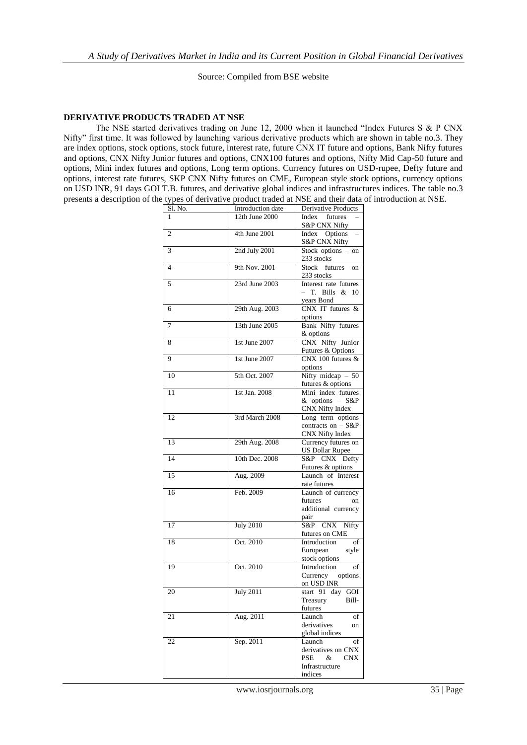Source: Compiled from BSE website

**DERIVATIVE PRODUCTS TRADED AT NSE**

The NSE started derivatives trading on June 12, 2000 when it launched "Index Futures S & P CNX Nifty" first time. It was followed by launching various derivative products which are shown in table no.3. They are index options, stock options, stock future, interest rate, future CNX IT future and options, Bank Nifty futures and options, CNX Nifty Junior futures and options, CNX100 futures and options, Nifty Mid Cap-50 future and options, Mini index futures and options, Long term options. Currency futures on USD-rupee, Defty future and options, interest rate futures, SKP CNX Nifty futures on CME, European style stock options, currency options on USD INR, 91 days GOI T.B. futures, and derivative global indices and infrastructures indices. The table no.3 presents a description of the types of derivative product traded at NSE and their data of introduction at NSE.

| Sl. No. | Introduction date | Derivative Products |
|---|---|---|
| 1 | 12th June 2000 | Index futures – S&P CNX Nifty |
| 2 | 4th June 2001 | Index Options – S&P CNX Nifty |
| 3 | 2nd July 2001 | Stock options – on 233 stocks |
| 4 | 9th Nov. 2001 | Stock futures on 233 stocks |
| 5 | 23rd June 2003 | Interest rate futures – T. Bills & 10 years Bond |
| 6 | 29th Aug. 2003 | CNX IT futures & options |
| 7 | 13th June 2005 | Bank Nifty futures & options |
| 8 | 1st June 2007 | CNX Nifty Junior Futures & Options |
| 9 | 1st June 2007 | CNX 100 futures & options |
| 10 | 5th Oct. 2007 | Nifty midcap – 50 futures & options |
| 11 | 1st Jan. 2008 | Mini index futures & options – S&P CNX Nifty Index |
| 12 | 3rd March 2008 | Long term options contracts on – S&P CNX Nifty Index |
| 13 | 29th Aug. 2008 | Currency futures on US Dollar Rupee |
| 14 | 10th Dec. 2008 | S&P CNX Defty Futures & options |
| 15 | Aug. 2009 | Launch of Interest rate futures |
| 16 | Feb. 2009 | Launch of currency futures on additional currency pair |
| 17 | July 2010 | S&P CNX Nifty futures on CME |
| 18 | Oct. 2010 | Introduction of European style stock options |
| 19 | Oct. 2010 | Introduction of Currency options on USD INR |
| 20 | July 2011 | start 91 day GOI Treasury Bill-futures |
| 21 | Aug. 2011 | Launch of derivatives on global indices |
| 22 | Sep. 2011 | Launch of derivatives on CNX PSE & CNX Infrastructure indices |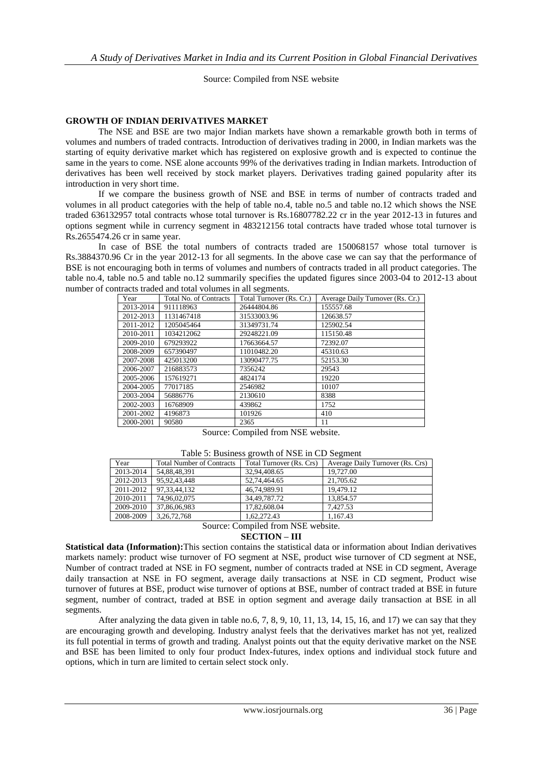Source: Compiled from NSE website

**GROWTH OF INDIAN DERIVATIVES MARKET**

The NSE and BSE are two major Indian markets have shown a remarkable growth both in terms of volumes and numbers of traded contracts. Introduction of derivatives trading in 2000, in Indian markets was the starting of equity derivative market which has registered on explosive growth and is expected to continue the same in the years to come. NSE alone accounts 99% of the derivatives trading in Indian markets. Introduction of derivatives has been well received by stock market players. Derivatives trading gained popularity after its introduction in very short time.

If we compare the business growth of NSE and BSE in terms of number of contracts traded and volumes in all product categories with the help of table no.4, table no.5 and table no.12 which shows the NSE traded 636132957 total contracts whose total turnover is Rs.16807782.22 cr in the year 2012-13 in futures and options segment while in currency segment in 483212156 total contracts have traded whose total turnover is Rs.2655474.26 cr in same year.

In case of BSE the total numbers of contracts traded are 150068157 whose total turnover is Rs.3884370.96 Cr in the year 2012-13 for all segments. In the above case we can say that the performance of BSE is not encouraging both in terms of volumes and numbers of contracts traded in all product categories. The table no.4, table no.5 and table no.12 summarily specifies the updated figures since 2003-04 to 2012-13 about number of contracts traded and total volumes in all segments.

| Year | Total No. of Contracts | Total Turnover (Rs. Cr.) | Average Daily Turnover (Rs. Cr.) |
|---|---|---|---|
| 2013-2014 | 911118963 | 26444804.86 | 155557.68 |
| 2012-2013 | 1131467418 | 31533003.96 | 126638.57 |
| 2011-2012 | 1205045464 | 31349731.74 | 125902.54 |
| 2010-2011 | 1034212062 | 29248221.09 | 115150.48 |
| 2009-2010 | 679293922 | 17663664.57 | 72392.07 |
| 2008-2009 | 657390497 | 11010482.20 | 45310.63 |
| 2007-2008 | 425013200 | 13090477.75 | 52153.30 |
| 2006-2007 | 216883573 | 7356242 | 29543 |
| 2005-2006 | 157619271 | 4824174 | 19220 |
| 2004-2005 | 77017185 | 2546982 | 10107 |
| 2003-2004 | 56886776 | 2130610 | 8388 |
| 2002-2003 | 16768909 | 439862 | 1752 |
| 2001-2002 | 4196873 | 101926 | 410 |
| 2000-2001 | 90580 | 2365 | 11 |

Source: Compiled from NSE website.

Table 5: Business growth of NSE in CD Segment

| Year | Total Number of Contracts | Total Turnover (Rs. Crs) | Average Daily Turnover (Rs. Crs) |
|---|---|---|---|
| 2013-2014 | 54,88,48,391 | 32,94,408.65 | 19,727.00 |
| 2012-2013 | 95,92,43,448 | 52,74,464.65 | 21,705.62 |
| 2011-2012 | 97,33,44,132 | 46,74,989.91 | 19,479.12 |
| 2010-2011 | 74,96,02,075 | 34,49,787.72 | 13,854.57 |
| 2009-2010 | 37,86,06,983 | 17,82,608.04 | 7,427.53 |
| 2008-2009 | 3,26,72,768 | 1,62,272.43 | 1,167.43 |

Source: Compiled from NSE website.

**SECTION – III**

**Statistical data (Information):** This section contains the statistical data or information about Indian derivatives markets namely: product wise turnover of FO segment at NSE, product wise turnover of CD segment at NSE, Number of contract traded at NSE in FO segment, number of contracts traded at NSE in CD segment, Average daily transaction at NSE in FO segment, average daily transactions at NSE in CD segment, Product wise turnover of futures at BSE, product wise turnover of options at BSE, number of contract traded at BSE in future segment, number of contract, traded at BSE in option segment and average daily transaction at BSE in all segments.

After analyzing the data given in table no.6, 7, 8, 9, 10, 11, 13, 14, 15, 16, and 17) we can say that they are encouraging growth and developing. Industry analyst feels that the derivatives market has not yet, realized its full potential in terms of growth and trading. Analyst points out that the equity derivative market on the NSE and BSE has been limited to only four product Index-futures, index options and individual stock future and options, which in turn are limited to certain select stock only.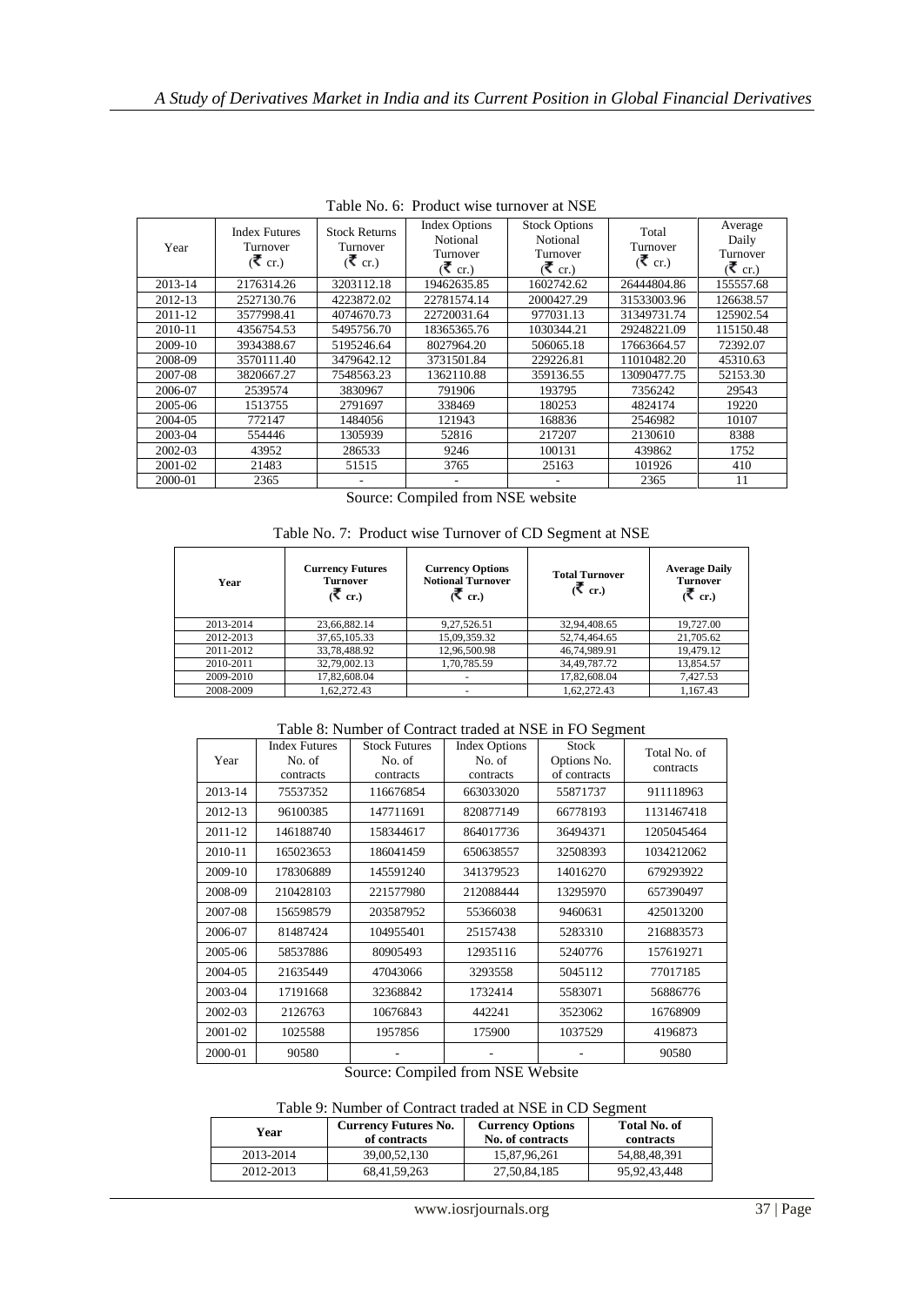Table No. 6: Product wise turnover at NSE

| Year | Index Futures Turnover (₹ cr.) | Stock Returns Turnover (₹ cr.) | Index Options Notional Turnover (₹ cr.) | Stock Options Notional Turnover (₹ cr.) | Total Turnover (₹ cr.) | Average Daily Turnover (₹ cr.) |
|---|---|---|---|---|---|---|
| 2013-14 | 2176314.26 | 3203112.18 | 19462635.85 | 1602742.62 | 26444804.86 | 155557.68 |
| 2012-13 | 2527130.76 | 4223872.02 | 22781574.14 | 2000427.29 | 31533003.96 | 126638.57 |
| 2011-12 | 3577998.41 | 4074670.73 | 22720031.64 | 977031.13 | 31349731.74 | 125902.54 |
| 2010-11 | 4356754.53 | 5495756.70 | 18365365.76 | 1030344.21 | 29248221.09 | 115150.48 |
| 2009-10 | 3934388.67 | 5195246.64 | 8027964.20 | 506065.18 | 17663664.57 | 72392.07 |
| 2008-09 | 3570111.40 | 3479642.12 | 3731501.84 | 229226.81 | 11010482.20 | 45310.63 |
| 2007-08 | 3820667.27 | 7548563.23 | 1362110.88 | 359136.55 | 13090477.75 | 52153.30 |
| 2006-07 | 2539574 | 3830967 | 791906 | 193795 | 7356242 | 29543 |
| 2005-06 | 1513755 | 2791697 | 338469 | 180253 | 4824174 | 19220 |
| 2004-05 | 772147 | 1484056 | 121943 | 168836 | 2546982 | 10107 |
| 2003-04 | 554446 | 1305939 | 52816 | 217207 | 2130610 | 8388 |
| 2002-03 | 43952 | 286533 | 9246 | 100131 | 439862 | 1752 |
| 2001-02 | 21483 | 51515 | 3765 | 25163 | 101926 | 410 |
| 2000-01 | 2365 | - | - | - | 2365 | 11 |

Source: Compiled from NSE website

Table No. 7: Product wise Turnover of CD Segment at NSE

| Year | Currency Futures Turnover (₹ cr.) | Currency Options Notional Turnover (₹ cr.) | Total Turnover (₹ cr.) | Average Daily Turnover (₹ cr.) |
|---|---|---|---|---|
| 2013-2014 | 23,66,882.14 | 9,27,526.51 | 32,94,408.65 | 19,727.00 |
| 2012-2013 | 37,65,105.33 | 15,09,359.32 | 52,74,464.65 | 21,705.62 |
| 2011-2012 | 33,78,488.92 | 12,96,500.98 | 46,74,989.91 | 19,479.12 |
| 2010-2011 | 32,79,002.13 | 1,70,785.59 | 34,49,787.72 | 13,854.57 |
| 2009-2010 | 17,82,608.04 | - | 17,82,608.04 | 7,427.53 |
| 2008-2009 | 1,62,272.43 | - | 1,62,272.43 | 1,167.43 |

Table 8: Number of Contract traded at NSE in FO Segment

| Year | Index Futures No. of contracts | Stock Futures No. of contracts | Index Options No. of contracts | Stock Options No. of contracts | Total No. of contracts |
|---|---|---|---|---|---|
| 2013-14 | 75537352 | 116676854 | 663033020 | 55871737 | 911118963 |
| 2012-13 | 96100385 | 147711691 | 820877149 | 66778193 | 1131467418 |
| 2011-12 | 146188740 | 158344617 | 864017736 | 36494371 | 1205045464 |
| 2010-11 | 165023653 | 186041459 | 650638557 | 32508393 | 1034212062 |
| 2009-10 | 178306889 | 145591240 | 341379523 | 14016270 | 679293922 |
| 2008-09 | 210428103 | 221577980 | 212088444 | 13295970 | 657390497 |
| 2007-08 | 156598579 | 203587952 | 55366038 | 9460631 | 425013200 |
| 2006-07 | 81487424 | 104955401 | 25157438 | 5283310 | 216883573 |
| 2005-06 | 58537886 | 80905493 | 12935116 | 5240776 | 157619271 |
| 2004-05 | 21635449 | 47043066 | 3293558 | 5045112 | 77017185 |
| 2003-04 | 17191668 | 32368842 | 1732414 | 5583071 | 56886776 |
| 2002-03 | 2126763 | 10676843 | 442241 | 3523062 | 16768909 |
| 2001-02 | 1025588 | 1957856 | 175900 | 1037529 | 4196873 |
| 2000-01 | 90580 | - | - | - | 90580 |

Source: Compiled from NSE Website

Table 9: Number of Contract traded at NSE in CD Segment

| Year | Currency Futures No. of contracts | Currency Options No. of contracts | Total No. of contracts |
|---|---|---|---|
| 2013-2014 | 39,00,52,130 | 15,87,96,261 | 54,88,48,391 |
| 2012-2013 | 68,41,59,263 | 27,50,84,185 | 95,92,43,448 |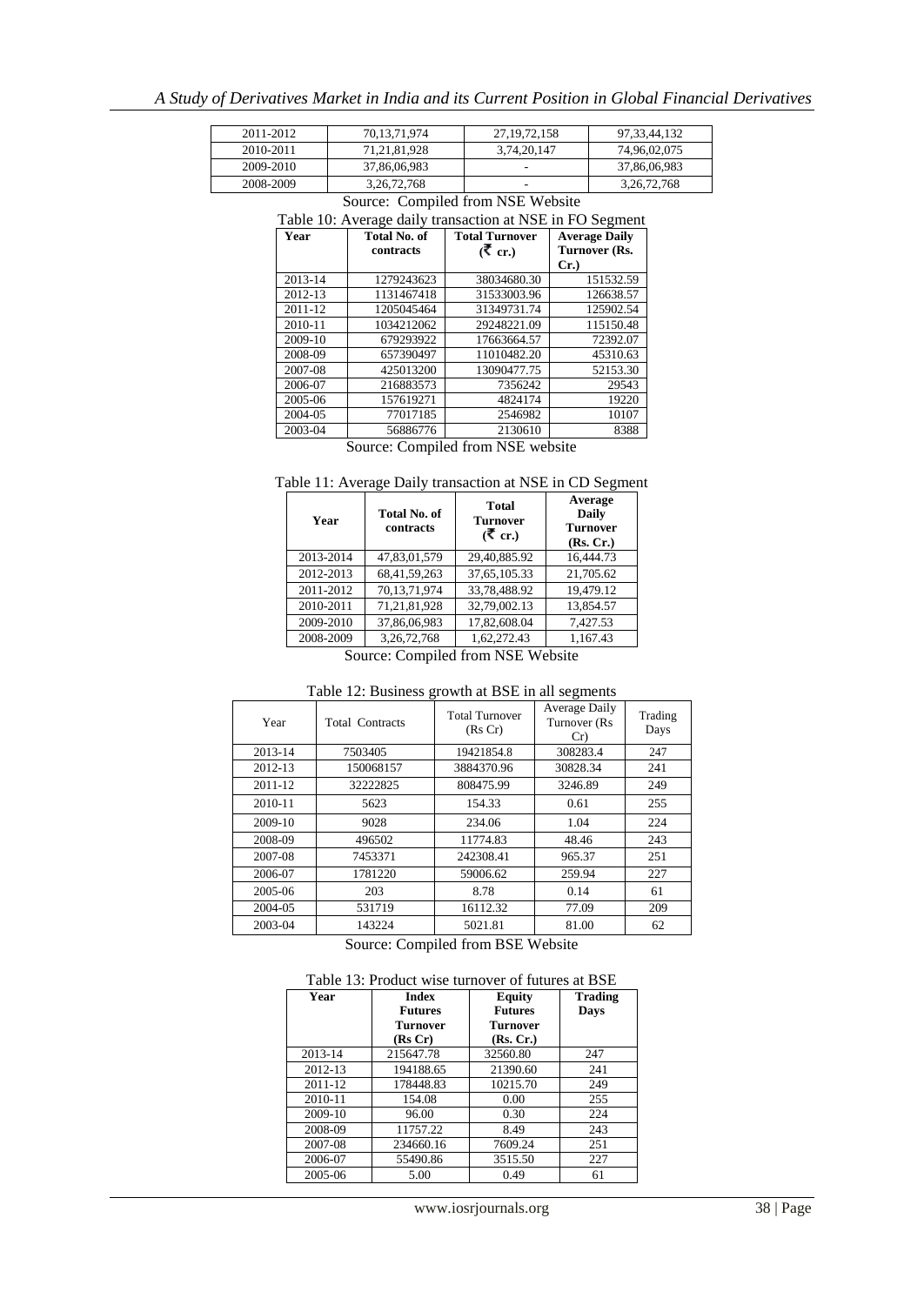| 2011-2012 | 70,13,71,974 | 27,19,72,158 | 97,33,44,132 |
|---|---|---|---|
| 2010-2011 | 71,21,81,928 | 3,74,20,147 | 74,96,02,075 |
| 2009-2010 | 37,86,06,983 | - | 37,86,06,983 |
| 2008-2009 | 3,26,72,768 | - | 3,26,72,768 |

Source: Compiled from NSE Website

Table 10: Average daily transaction at NSE in FO Segment

| Year | Total No. of contracts | Total Turnover (₹ cr.) | Average Daily Turnover (Rs. Cr.) |
|---|---|---|---|
| 2013-14 | 1279243623 | 38034680.30 | 151532.59 |
| 2012-13 | 1131467418 | 31533003.96 | 126638.57 |
| 2011-12 | 1205045464 | 31349731.74 | 125902.54 |
| 2010-11 | 1034212062 | 29248221.09 | 115150.48 |
| 2009-10 | 679293922 | 17663664.57 | 72392.07 |
| 2008-09 | 657390497 | 11010482.20 | 45310.63 |
| 2007-08 | 425013200 | 13090477.75 | 52153.30 |
| 2006-07 | 216883573 | 7356242 | 29543 |
| 2005-06 | 157619271 | 4824174 | 19220 |
| 2004-05 | 77017185 | 2546982 | 10107 |
| 2003-04 | 56886776 | 2130610 | 8388 |

Source: Compiled from NSE website

Table 11: Average Daily transaction at NSE in CD Segment

| Year | Total No. of contracts | Total Turnover (₹ cr.) | Average Daily Turnover (Rs. Cr.) |
|---|---|---|---|
| 2013-2014 | 47,83,01,579 | 29,40,885.92 | 16,444.73 |
| 2012-2013 | 68,41,59,263 | 37,65,105.33 | 21,705.62 |
| 2011-2012 | 70,13,71,974 | 33,78,488.92 | 19,479.12 |
| 2010-2011 | 71,21,81,928 | 32,79,002.13 | 13,854.57 |
| 2009-2010 | 37,86,06,983 | 17,82,608.04 | 7,427.53 |
| 2008-2009 | 3,26,72,768 | 1,62,272.43 | 1,167.43 |

Source: Compiled from NSE Website

Table 12: Business growth at BSE in all segments

| Year | Total Contracts | Total Turnover (Rs Cr) | Average Daily Turnover (Rs Cr) | Trading Days |
|---|---|---|---|---|
| 2013-14 | 7503405 | 19421854.8 | 308283.4 | 247 |
| 2012-13 | 150068157 | 3884370.96 | 30828.34 | 241 |
| 2011-12 | 32222825 | 808475.99 | 3246.89 | 249 |
| 2010-11 | 5623 | 154.33 | 0.61 | 255 |
| 2009-10 | 9028 | 234.06 | 1.04 | 224 |
| 2008-09 | 496502 | 11774.83 | 48.46 | 243 |
| 2007-08 | 7453371 | 242308.41 | 965.37 | 251 |
| 2006-07 | 1781220 | 59006.62 | 259.94 | 227 |
| 2005-06 | 203 | 8.78 | 0.14 | 61 |
| 2004-05 | 531719 | 16112.32 | 77.09 | 209 |
| 2003-04 | 143224 | 5021.81 | 81.00 | 62 |

Source: Compiled from BSE Website

Table 13: Product wise turnover of futures at BSE

| Year | Index Futures Turnover (Rs Cr) | Equity Futures Turnover (Rs. Cr.) | Trading Days |
|---|---|---|---|
| 2013-14 | 215647.78 | 32560.80 | 247 |
| 2012-13 | 194188.65 | 21390.60 | 241 |
| 2011-12 | 178448.83 | 10215.70 | 249 |
| 2010-11 | 154.08 | 0.00 | 255 |
| 2009-10 | 96.00 | 0.30 | 224 |
| 2008-09 | 11757.22 | 8.49 | 243 |
| 2007-08 | 234660.16 | 7609.24 | 251 |
| 2006-07 | 55490.86 | 3515.50 | 227 |
| 2005-06 | 5.00 | 0.49 | 61 |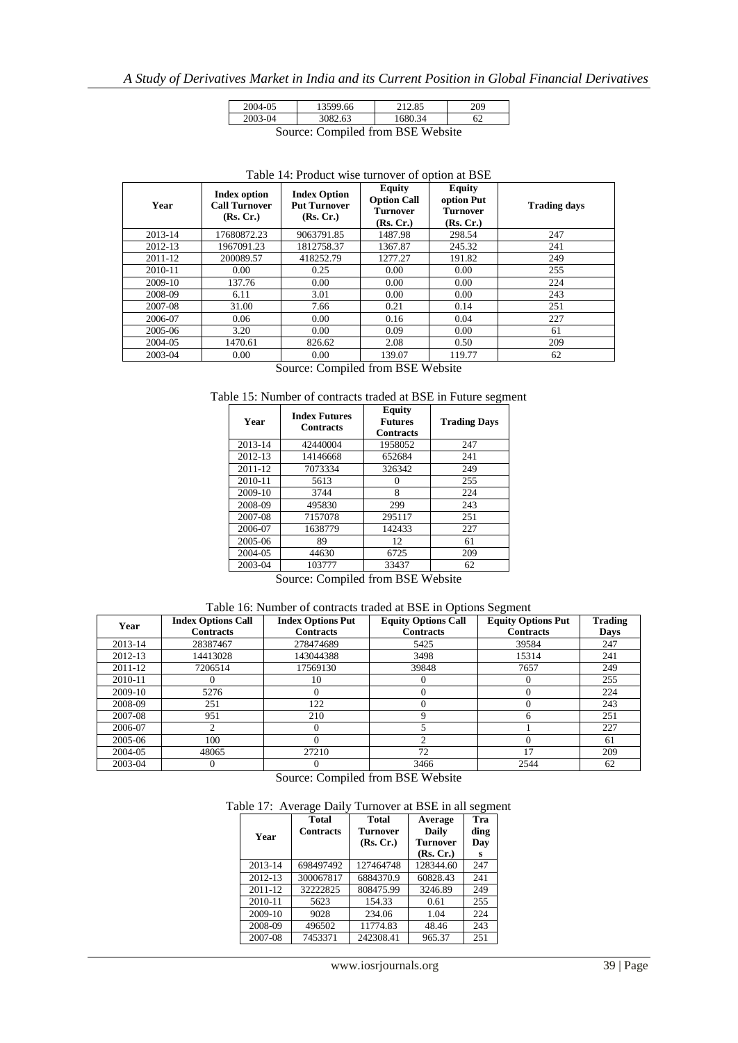| 2004-05 | 13599.66 | 212.85 | 209 |
|---|---|---|---|
| 2003-04 | 3082.63 | 1680.34 | 62 |

Source: Compiled from BSE Website

Table 14: Product wise turnover of option at BSE

| Year | Index option Call Turnover (Rs. Cr.) | Index Option Put Turnover (Rs. Cr.) | Equity Option Call Turnover (Rs. Cr.) | Equity option Put Turnover (Rs. Cr.) | Trading days |
|---|---|---|---|---|---|
| 2013-14 | 17680872.23 | 9063791.85 | 1487.98 | 298.54 | 247 |
| 2012-13 | 1967091.23 | 1812758.37 | 1367.87 | 245.32 | 241 |
| 2011-12 | 200089.57 | 418252.79 | 1277.27 | 191.82 | 249 |
| 2010-11 | 0.00 | 0.25 | 0.00 | 0.00 | 255 |
| 2009-10 | 137.76 | 0.00 | 0.00 | 0.00 | 224 |
| 2008-09 | 6.11 | 3.01 | 0.00 | 0.00 | 243 |
| 2007-08 | 31.00 | 7.66 | 0.21 | 0.14 | 251 |
| 2006-07 | 0.06 | 0.00 | 0.16 | 0.04 | 227 |
| 2005-06 | 3.20 | 0.00 | 0.09 | 0.00 | 61 |
| 2004-05 | 1470.61 | 826.62 | 2.08 | 0.50 | 209 |
| 2003-04 | 0.00 | 0.00 | 139.07 | 119.77 | 62 |

Source: Compiled from BSE Website

Table 15: Number of contracts traded at BSE in Future segment

| Year | Index Futures Contracts | Equity Futures Contracts | Trading Days |
|---|---|---|---|
| 2013-14 | 42440004 | 1958052 | 247 |
| 2012-13 | 14146668 | 652684 | 241 |
| 2011-12 | 7073334 | 326342 | 249 |
| 2010-11 | 5613 | 0 | 255 |
| 2009-10 | 3744 | 8 | 224 |
| 2008-09 | 495830 | 299 | 243 |
| 2007-08 | 7157078 | 295117 | 251 |
| 2006-07 | 1638779 | 142433 | 227 |
| 2005-06 | 89 | 12 | 61 |
| 2004-05 | 44630 | 6725 | 209 |
| 2003-04 | 103777 | 33437 | 62 |

Source: Compiled from BSE Website

Table 16: Number of contracts traded at BSE in Options Segment

| Year | Index Options Call Contracts | Index Options Put Contracts | Equity Options Call Contracts | Equity Options Put Contracts | Trading Days |
|---|---|---|---|---|---|
| 2013-14 | 28387467 | 278474689 | 5425 | 39584 | 247 |
| 2012-13 | 14413028 | 143044388 | 3498 | 15314 | 241 |
| 2011-12 | 7206514 | 17569130 | 39848 | 7657 | 249 |
| 2010-11 | 0 | 10 | 0 | 0 | 255 |
| 2009-10 | 5276 | 0 | 0 | 0 | 224 |
| 2008-09 | 251 | 122 | 0 | 0 | 243 |
| 2007-08 | 951 | 210 | 9 | 6 | 251 |
| 2006-07 | 2 | 0 | 5 | 1 | 227 |
| 2005-06 | 100 | 0 | 2 | 0 | 61 |
| 2004-05 | 48065 | 27210 | 72 | 17 | 209 |
| 2003-04 | 0 | 0 | 3466 | 2544 | 62 |

Source: Compiled from BSE Website

Table 17: Average Daily Turnover at BSE in all segment

| Year | Total Contracts | Total Turnover (Rs. Cr.) | Average Daily Turnover (Rs. Cr.) | Trading Days |
|---|---|---|---|---|
| 2013-14 | 698497492 | 127464748 | 128344.60 | 247 |
| 2012-13 | 300067817 | 6884370.9 | 60828.43 | 241 |
| 2011-12 | 32222825 | 808475.99 | 3246.89 | 249 |
| 2010-11 | 5623 | 154.33 | 0.61 | 255 |
| 2009-10 | 9028 | 234.06 | 1.04 | 224 |
| 2008-09 | 496502 | 11774.83 | 48.46 | 243 |
| 2007-08 | 7453371 | 242308.41 | 965.37 | 251 |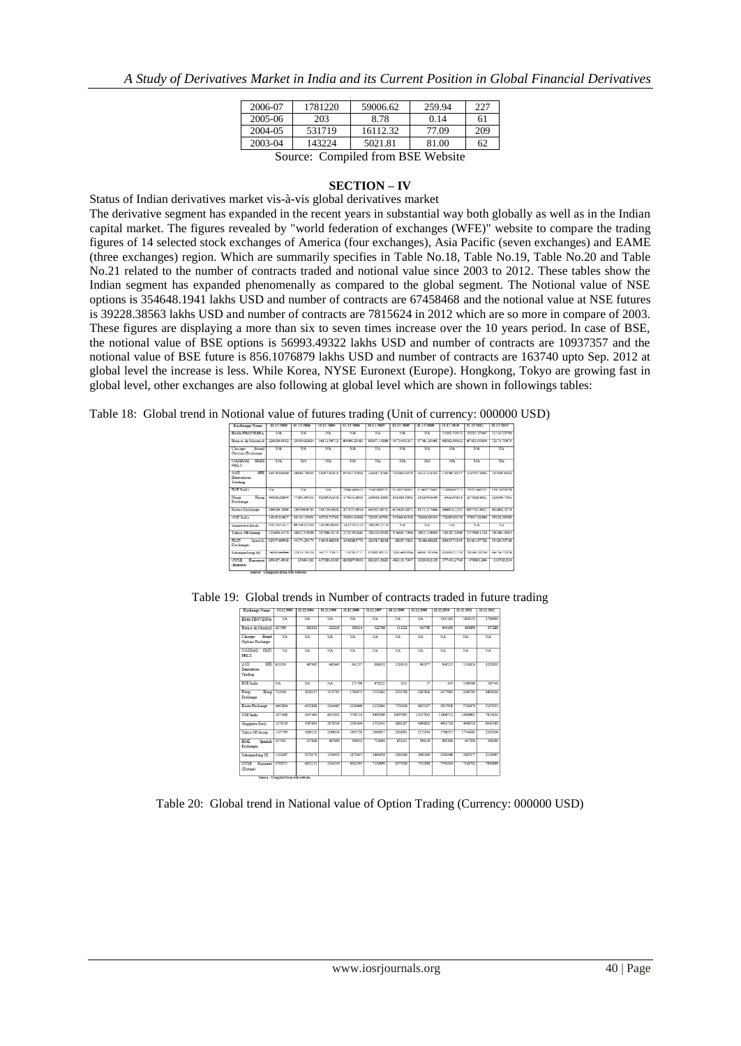| 2006-07 | 1781220 | 59006.62 | 259.94 | 227 |
|---|---|---|---|---|
| 2005-06 | 203 | 8.78 | 0.14 | 61 |
| 2004-05 | 531719 | 16112.32 | 77.09 | 209 |
| 2003-04 | 143224 | 5021.81 | 81.00 | 62 |

Source: Compiled from BSE Website

## SECTION – IV

Status of Indian derivatives market vis-à-vis global derivatives market

The derivative segment has expanded in the recent years in substantial way both globally as well as in the Indian capital market. The figures revealed by "world federation of exchanges (WFE)" website to compare the trading figures of 14 selected stock exchanges of America (four exchanges), Asia Pacific (seven exchanges) and EAME (three exchanges) region. Which are summarily specifies in Table No.18, Table No.19, Table No.20 and Table No.21 related to the number of contracts traded and notional value since 2003 to 2012. These tables show the Indian segment has expanded phenomenally as compared to the global segment. The Notional value of NSE options is 354648.1941 lakhs USD and number of contracts are 67458468 and the notional value at NSE futures is 39228.38563 lakhs USD and number of contracts are 7815624 in 2012 which are so more in compare of 2003. These figures are displaying a more than six to seven times increase over the 10 years period. In case of BSE, the notional value of BSE options is 56993.49322 lakhs USD and number of contracts are 10937357 and the notional value of BSE future is 856.1076879 lakhs USD and number of contracts are 163740 upto Sep. 2012 at global level the increase is less. While Korea, NYSE Euronext (Europe). Hongkong, Tokyo are growing fast in global level, other exchanges are also following at global level which are shown in followings tables:

Table 18: Global trend in Notional value of futures trading (Unit of currency: 000000 USD)

| Exchange Name | 31.12.2003 | 31.12.2004 | 31.12.2005 | 31.12.2006 | 31.12.2007 | 31.12.2008 | 31.12.2009 | 31.12.2010 | 31.12.2011 | 31.12.2012 |
|---|---|---|---|---|---|---|---|---|---|---|
| BM&FBOVESPA | NA | NA | NA | NA | NA | NA | NA | 31882.53012 | 30231.37647 | 31110.19785 |
| Bourse de Montreal | 228036.8512 | 25859.82820 | 148116.94713 | 69089.23481 | 85857.14286 | 45724.51257 | 57761.28968 | 86862.59012 | 67422.95858 | 72174.7857 |
| Chicago Board Options Exchange | NA | NA | NA | NA | NA | NA | NA | NA | NA | NA |
| NASDAQ OMX PHLX | NA | NA | NA | NA | NA | NA | NA | NA | NA | NA |
| ASX SFE Derivatives Trading | 84978.16000 | 48886.78592 | 59067.82011 | 97467.57626 | 124487.1782 | 75206.19079 | 101212.4082 | 115987.4817 | 110707.2694 | 157006.6602 |
| BSE India | NA | NA | NA | 2884.485414 | 2146.080572 | 0.190279492 | 0.268273492 | 2.349492713 | 7070.940120 | 856.1076879 |
| Hong Kong Exchange | 49968.28884 | 77291.99931 | 90289.85098 | 174403.8909 | 229026.8292 | 289358.9892 | 318294.0489 | 349099.5011 | 257028.9921 | 229266.7002 |
| Korea Exchange | 194638.3089 | 286399.4638 | 353730.6008 | 307117.5914 | 430823.4570 | 402630.8973 | 411312.7946 | 686619.2212 | 607702.8622 | 602496.3278 |
| NSE India | 14538.53657 | 13410.13693 | 60722.77748 | 59901.34606 | 72658.40761 | 51560.60568 | 70680.69134 | 72180.02378 | 37897.21988 | 39228.38563 |
| Singapore Exch. | 308.3007427 | 69384.83788 | 140509.8266 | 147939.0124 | 104290.2779 | NA | NA | NA | NA | NA |
| Tokyo SE Group | 110404.4379 | 148223.50898 | 297894.3218 | 223139.0642 | 288130.9388 | 174630.7304 | 198211.0983 | 183282.2369 | 197308.1124 | 191040.3003 |
| BME Spanish Exchanges | 32907.66902 | 44271.28174 | 31645.86898 | 104828.9775 | 121917.8289 | 58097.5801 | 72486.60852 | 62855.71293 | 51424.97723 | 25423.97716 |
| Johannesburg SE | 46034.94564 | 22819.39038 | 34717.22617 | 51035.2777 | 87860.36715 | 20914.50304 | 46881.35904 | 61808.22238 | 56169.38208 | 64134.22538 |
| NYSE Euronext (Europe) | 286457.6910 | 33564.231 | 417286.0189 | 608597.9930 | 826255.2625 | 463131.7347 | 352095.2103 | 377402.2746 | 476891.364 | 316762.254 |

Source: Compiled from web website.

Table 19: Global trends in Number of contracts traded in future trading

| Exchange Name | 31.12.2003 | 31.12.2004 | 31.12.2005 | 31.12.2006 | 31.12.2007 | 31.12.2008 | 31.12.2009 | 31.12.2010 | 31.12.2011 | 31.12.2012 |
|---|---|---|---|---|---|---|---|---|---|---|
| BM&FBOVESPA | NA | NA | NA | NA | NA | NA | NA | 1341180 | 1618250 | 1708490 |
| Bourse de Montreal | 327390 | 382019 | 333219 | 330214 | 322793 | 311125 | 405789 | 444190 | 491899 | 397288 |
| Chicago Board Options Exchange | NA | NA | NA | NA | NA | NA | NA | NA | NA | NA |
| NASDAQ OMX PHLX | NA | NA | NA | NA | NA | NA | NA | NA | NA | NA |
| ASX SFE Derivatives Trading | 610339 | 667862 | 662465 | 941257 | 986055 | 1259130 | 981977 | 940215 | 1169824 | 1202903 |
| BSE India | NA | NA | NA | 271759 | 675222 | 2131 | 27 | 455 | 1569969 | 163740 |
| Hong Kong Exchange | 722395 | 1028257 | 1155795 | 1764872 | 2552232 | 3254785 | 3527826 | 3677983 | 3656766 | 3469810 |
| Korea Exchange | 4402804 | 4252828 | 3244485 | 3160868 | 3501604 | 7550236 | 6653197 | 5917951 | 5740679 | 5187652 |
| NSE India | 1875468 | 3447464 | 6613002 | 5790118 | 9606269 | 20097895 | 13337833 | 11408712 | 13850661 | 7815624 |
| Singapore Exch. | 1276519 | 3587684 | 2678585 | 2582464 | 3502542 | 4800257 | 4690823 | 4852735 | 4068518 | 6340560 |
| Tokyo SE Group | 1167799 | 15801.52 | 2199554 | 1693729 | 2699857 | 2058091 | 2172504 | 1708557 | 17744061 | 2320306 |
| BME Spanish Exchanges | 337182 | 357188 | 407599 | 588910 | 723894 | 653221 | 590629 | 585168 | 427930 | 335369 |
| Johannesburg SE | 1110967 | 3170576 | 1539453 | 1075947 | 2642856 | 1650989 | 1961806 | 2028441 | 2005577 | 2328695 |
| NYSE Euronext (Europe) | 4798271 | 4822112 | 5244250 | 6342361 | 7258890 | 8575026 | 7551968 | 7704264 | 7141702 | 7938689 |

Source: Compiled from wfe website.

Table 20: Global trend in National value of Option Trading (Currency: 000000 USD)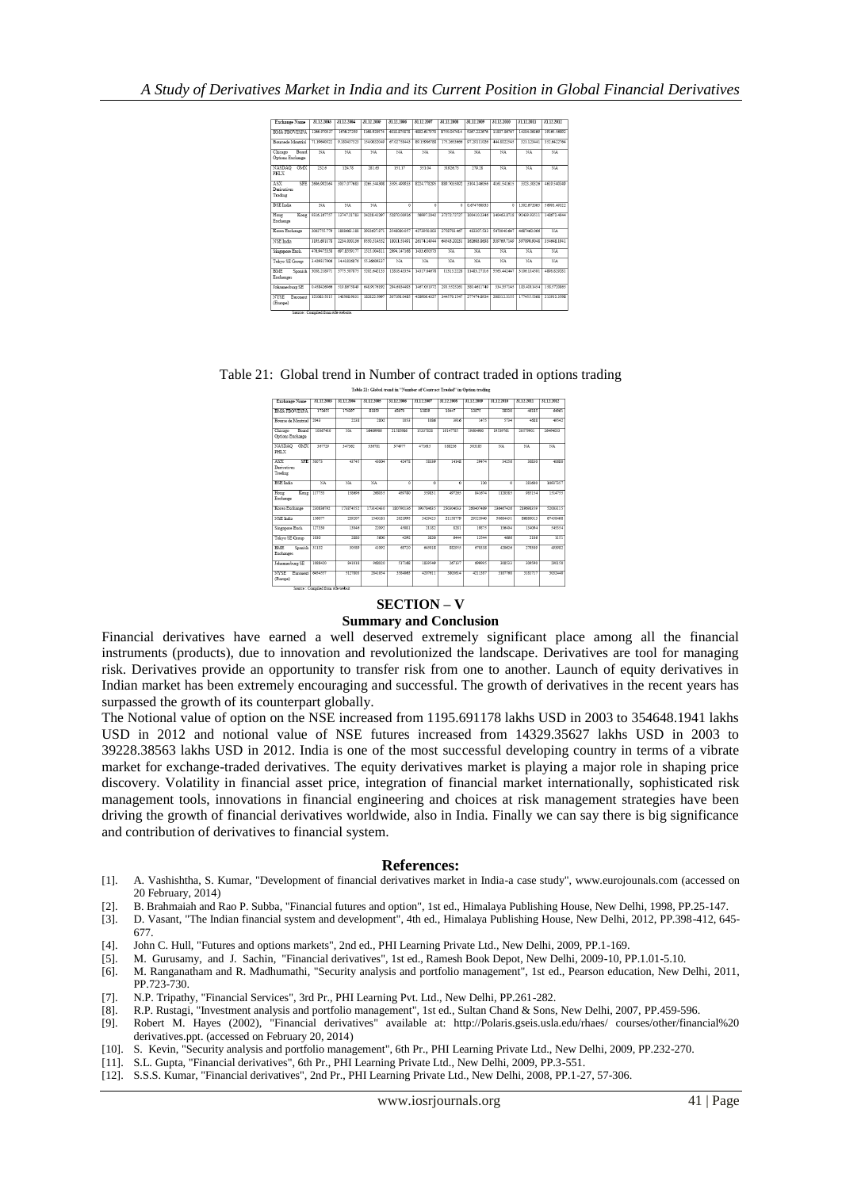| Exchange Name | 31.12.2003 | 31.12.2004 | 31.12.2005 | 31.12.2006 | 31.12.2007 | 31.12.2008 | 31.12.2009 | 31.12.2010 | 31.12.2011 | 31.12.2012 |
|---|---|---|---|---|---|---|---|---|---|---|
| BM& FBOVESPA | 1266.970127 | 1676.27269 | 1668.838974 | 4031.675178 | 4822.617070 | 1755.047414 | 5987.223676 | 11027.86747 | 14204.06569 | 19165.96092 |
| Bourse de Montréal | 71.19946922 | 9.380437523 | 154.9032049 | 67.02758445 | 89.15996758 | 175.2403656 | 97.20110039 | 444.9002245 | 321.123441 | 352.6422764 |
| Chicago Board Options Exchange | NA | NA | NA | NA | NA | NA | NA | NA | NA | NA |
| NASDAQ OMX PHLX | 232.9 | 124.78 | 281.65 | 151.37 | 353.04 | 3592675 | 279.28 | NA | NA | NA |
| ASX SFE Derivatives Trading | 2696.092164 | 3017.077681 | 3295.544308 | 2993.409835 | 9224.778295 | 888.7023902 | 2304.246056 | 4161.541615 | 2323.38326 | 4610.540349 |
| BSE India | NA | NA | NA | 0 | 0 | 0 | 0.674788955 | 0 | 1292.672063 | 56991.49322 |
| Hong Kong Exchange | 8916.187757 | 13747.21783 | 24238.45267 | 32870.08918 | 58997.2040 | 27272.72727 | 100410.2346 | 140463.8718 | 90439.99311 | 148872.4844 |
| Korea Exchange | 2082755.779 | 1800661.188 | 2502457.275 | 3548080.057 | 4275938.883 | 2758791.487 | 481807.383 | 5470840.847 | 4687465.066 | NA |
| NSE India | 1195.691178 | 2234.830126 | 8393.014532 | 18018.33491 | 28574.26944 | 6438.20281 | 162893.9638 | 359769.7140 | 397090.9048 | 354648.1941 |
| Singapore Exch. | 470.9475508 | 697.85590.77 | 1515.004811 | 2994.167038 | 3435.600379 | NA | NA | NA | NA | NA |
| Tokyo SE Group | 1439.617908 | 14.41838876 | 55.68609157 | NA | NA | NA | NA | NA | NA | NA |
| BME Spanish Exchanges | 3036.218971 | 3775.387875 | 5282.642133 | 13818.45334 | 14317.84678 | 11513.2228 | 13485.27119 | 5365.442447 | 5196.114301 | 4899.626281 |
| Johannesburg SE | 0.458436098 | 519.8973849 | 448.9179165 | 294.6654465 | 1467.681072 | 293.5525261 | 500.4612740 | 334.337145 | 183.401454 | 158.3728063 |
| NYSE Euronext (Europe) | 125063.5015 | 146508.9851 | 182823.9997 | 367198.9485 | 428936.4057 | 344578.1547 | 277474.8034 | 288312.3135 | 177455.5988 | 212913.3998 |

Source : Compiled from wfe website

Table 21: Global trend in Number of contract traded in options trading

Table 21: Global trend in "Number of Contract Traded" in Option trading

| Exchange Name | 31.12.2003 | 31.12.2004 | 31.12.2005 | 31.12.2006 | 31.12.2007 | 31.12.2008 | 31.12.2009 | 31.12.2010 | 31.12.2011 | 31.12.2012 |
|---|---|---|---|---|---|---|---|---|---|---|
| BM& FBOVESPA | 172655 | 174097 | 81159 | 63075 | 12059 | 13447 | 13075 | 28326 | 46185 | 64661 |
| Bourse de Montréal | 2943 | 2338 | 2800 | 1851 | 1086 | 3916 | 3475 | 5734 | 4881 | 46542 |
| Chicago Board Options Exchange | 10567416 | NA | 16408966 | 21385966 | 17237028 | 16147785 | 19464960 | 19539761 | 20978901 | 26494633 |
| NASDAQ OMX PHLX | 267729 | 247965 | 536781 | 374677 | 471615 | 188236 | 503183 | NA | NA | NA |
| ASX SFE Derivatives Trading | 38675 | 43745 | 41004 | 42478 | 58219 | 14148 | 39474 | 34258 | 36820 | 46588 |
| BSE India | NA | NA | NA | 0 | 0 | 0 | 120 | 0 | 201680 | 10097557 |
| Hong Kong Exchange | 117753 | 150696 | 268335 | 469780 | 593851 | 497263 | 845674 | 1128385 | 983154 | 1314753 |
| Korea Exchange | 230658792 | 172874552 | 171414430 | 180700156 | 191784835 | 150904053 | 165407409 | 218465436 | 218968139 | 52003115 |
| NSE India | 196077 | 239307 | 1540081 | 2021991 | 3425425 | 21158779 | 29528946 | 50664431 | 86680013 | 67458488 |
| Singapore Exch. | 127350 | 15946 | 22892 | 45081 | 21382 | 8351 | 18873 | 156404 | 154084 | 345354 |
| Tokyo SE Group | 1830 | 1888 | 5890 | 4290 | 3820 | 8444 | 12544 | 4886 | 2186 | 1151 |
| BME Spanish Exchanges | 31132 | 30588 | 41892 | 68720 | 645018 | 882953 | 678338 | 429626 | 275389 | 403982 |
| Johannesburg SE | 1808420 | 841018 | 988820 | 517166 | 1829549 | 287157 | 699095 | 108312 | 106590 | 280156 |
| NYSE Euronext (Europe) | 6454557 | 5127895 | 2541054 | 3304660 | 4207611 | 3800614 | 4211587 | 3187795 | 3181717 | 5053446 |

Source : Compiled from wfe website

## SECTION – V

### Summary and Conclusion

Financial derivatives have earned a well deserved extremely significant place among all the financial instruments (products), due to innovation and revolutionized the landscape. Derivatives are tool for managing risk. Derivatives provide an opportunity to transfer risk from one to another. Launch of equity derivatives in Indian market has been extremely encouraging and successful. The growth of derivatives in the recent years has surpassed the growth of its counterpart globally.

The Notional value of option on the NSE increased from 1195.691178 lakhs USD in 2003 to 354648.1941 lakhs USD in 2012 and notional value of NSE futures increased from 14329.35627 lakhs USD in 2003 to 39228.38563 lakhs USD in 2012. India is one of the most successful developing country in terms of a vibrate market for exchange-traded derivatives. The equity derivatives market is playing a major role in shaping price discovery. Volatility in financial asset price, integration of financial market internationally, sophisticated risk management tools, innovations in financial engineering and choices at risk management strategies have been driving the growth of financial derivatives worldwide, also in India. Finally we can say there is big significance and contribution of derivatives to financial system.

## References:

[1]. A. Vashishtha, S. Kumar, "Development of financial derivatives market in India-a case study", www.eurojounals.com (accessed on 20 February, 2014)

[2]. B. Brahmaiah and Rao P. Subba, "Financial futures and option", 1st ed., Himalaya Publishing House, New Delhi, 1998, PP.25-147.

[3]. D. Vasant, "The Indian financial system and development", 4th ed., Himalaya Publishing House, New Delhi, 2012, PP.398-412, 645-677.

[4]. John C. Hull, "Futures and options markets", 2nd ed., PHI Learning Private Ltd., New Delhi, 2009, PP.1-169.

[5]. M. Gurusamy, and J. Sachin, "Financial derivatives", 1st ed., Ramesh Book Depot, New Delhi, 2009-10, PP.1.01-5.10.

[6]. M. Ranganatham and R. Madhumathi, "Security analysis and portfolio management", 1st ed., Pearson education, New Delhi, 2011, PP.723-730.

[7]. N.P. Tripathy, "Financial Services", 3rd Pr., PHI Learning Pvt. Ltd., New Delhi, PP.261-282.

[8]. R.P. Rustagi, "Investment analysis and portfolio management", 1st ed., Sultan Chand & Sons, New Delhi, 2007, PP.459-596.

[9]. Robert M. Hayes (2002), "Financial derivatives" available at: http://Polaris.gseis.usla.edu/rhaes/ courses/other/financial%20 derivatives.ppt. (accessed on February 20, 2014)

[10]. S. Kevin, "Security analysis and portfolio management", 6th Pr., PHI Learning Private Ltd., New Delhi, 2009, PP.232-270.

[11]. S.L. Gupta, "Financial derivatives", 6th Pr., PHI Learning Private Ltd., New Delhi, 2009, PP.3-551.

[12]. S.S.S. Kumar, "Financial derivatives", 2nd Pr., PHI Learning Private Ltd., New Delhi, 2008, PP.1-27, 57-306.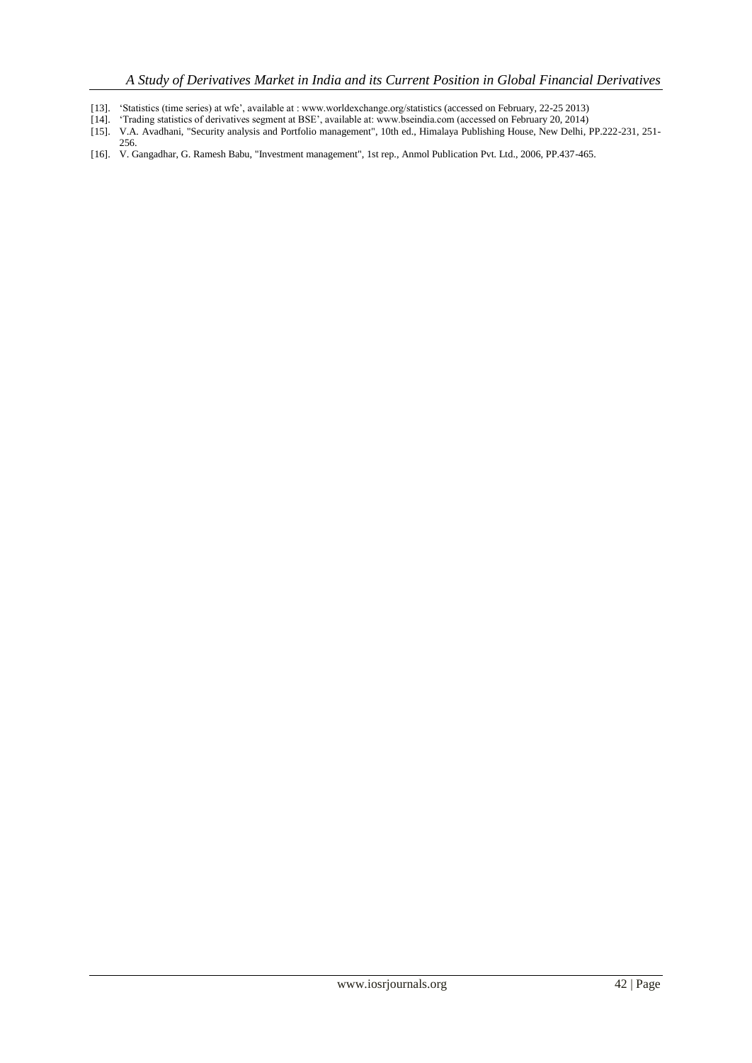[13]. 'Statistics (time series) at wfe', available at : www.worldexchange.org/statistics (accessed on February, 22-25 2013)
[14]. 'Trading statistics of derivatives segment at BSE', available at: www.bseindia.com (accessed on February 20, 2014)
[15]. V.A. Avadhani, "Security analysis and Portfolio management", 10th ed., Himalaya Publishing House, New Delhi, PP.222-231, 251-256.
[16]. V. Gangadhar, G. Ramesh Babu, "Investment management", 1st rep., Anmol Publication Pvt. Ltd., 2006, PP.437-465.